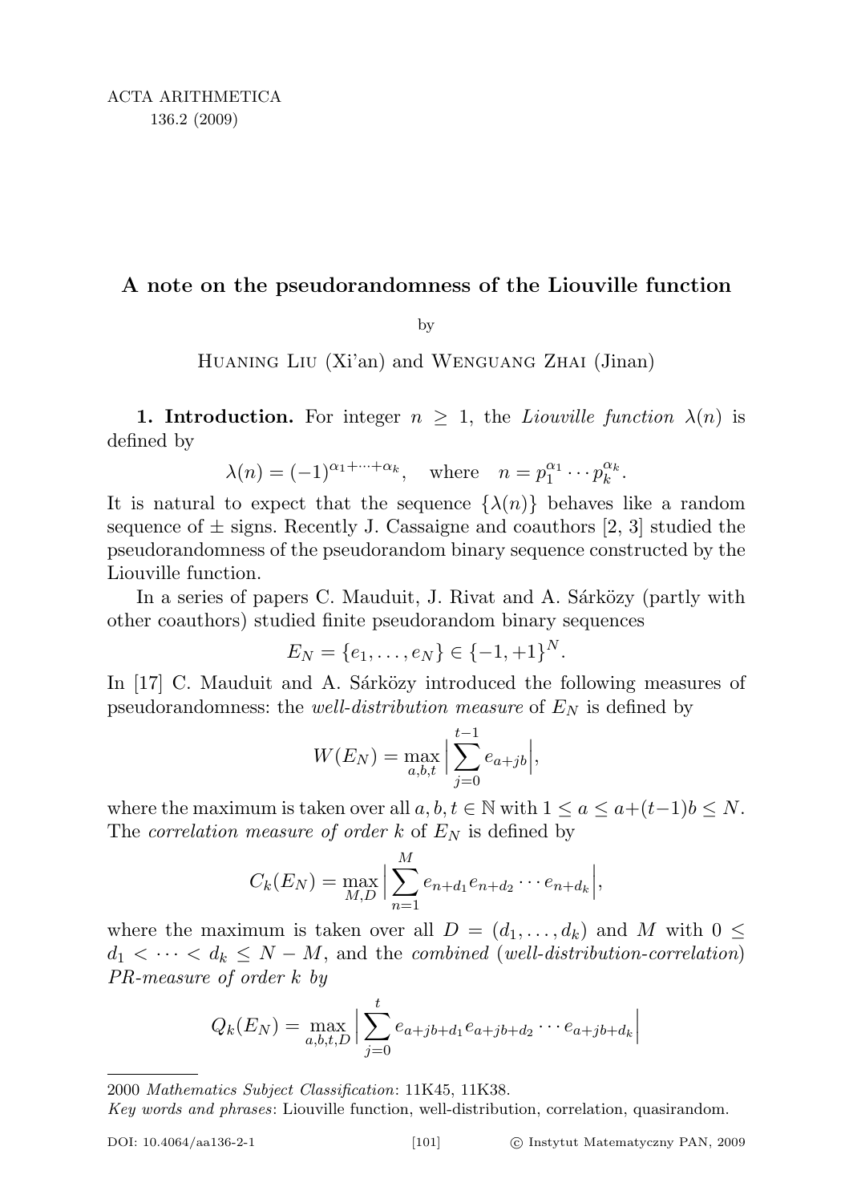ACTA ARITHMETICA
136.2 (2009)

# A note on the pseudorandomness of the Liouville function

by

Huaning Liu (Xi'an) and Wenguang Zhai (Jinan)

**1. Introduction.** For integer $n \geq 1$, the *Liouville function* $\lambda(n)$ is defined by

$$\lambda(n) = (-1)^{\alpha_1 + \cdots + \alpha_k}, \quad \text{where} \quad n = p_1^{\alpha_1} \cdots p_k^{\alpha_k}.$$

It is natural to expect that the sequence $\{\lambda(n)\}$ behaves like a random sequence of $\pm$ signs. Recently J. Cassaigne and coauthors [2, 3] studied the pseudorandomness of the pseudorandom binary sequence constructed by the Liouville function.

In a series of papers C. Mauduit, J. Rivat and A. Sárközy (partly with other coauthors) studied finite pseudorandom binary sequences

$$E_N = \{e_1, \ldots, e_N\} \in \{-1, +1\}^N.$$

In [17] C. Mauduit and A. Sárközy introduced the following measures of pseudorandomness: the *well-distribution measure* of $E_N$ is defined by

$$W(E_N) = \max_{a,b,t} \Big| \sum_{j=0}^{t-1} e_{a+jb} \Big|,$$

where the maximum is taken over all $a, b, t \in \mathbb{N}$ with $1 \leq a \leq a+(t-1)b \leq N$. The *correlation measure of order* $k$ of $E_N$ is defined by

$$C_k(E_N) = \max_{M,D} \Big| \sum_{n=1}^{M} e_{n+d_1} e_{n+d_2} \cdots e_{n+d_k} \Big|,$$

where the maximum is taken over all $D = (d_1, \ldots, d_k)$ and $M$ with $0 \leq d_1 < \cdots < d_k \leq N - M$, and the *combined* (*well-distribution-correlation*) *PR-measure of order* $k$ *by*

$$Q_k(E_N) = \max_{a,b,t,D} \Big| \sum_{j=0}^{t} e_{a+jb+d_1} e_{a+jb+d_2} \cdots e_{a+jb+d_k} \Big|$$

---

2000 *Mathematics Subject Classification*: 11K45, 11K38.

*Key words and phrases*: Liouville function, well-distribution, correlation, quasirandom.

DOI: 10.4064/aa136-2-1 © Instytut Matematyczny PAN, 2009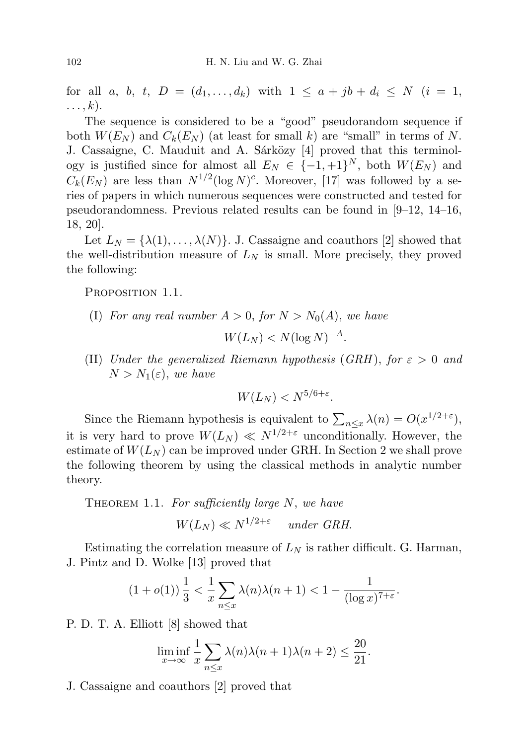for all $a$, $b$, $t$, $D = (d_1, \dots, d_k)$ with $1 \le a + jb + d_i \le N$ $(i = 1, \dots, k)$.

The sequence is considered to be a "good" pseudorandom sequence if both $W(E_N)$ and $C_k(E_N)$ (at least for small $k$) are "small" in terms of $N$. J. Cassaigne, C. Mauduit and A. Sárközy [4] proved that this terminology is justified since for almost all $E_N \in \{-1, +1\}^N$, both $W(E_N)$ and $C_k(E_N)$ are less than $N^{1/2}(\log N)^c$. Moreover, [17] was followed by a series of papers in which numerous sequences were constructed and tested for pseudorandomness. Previous related results can be found in [9–12, 14–16, 18, 20].

Let $L_N = \{\lambda(1), \dots, \lambda(N)\}$. J. Cassaigne and coauthors [2] showed that the well-distribution measure of $L_N$ is small. More precisely, they proved the following:

Proposition 1.1.

(I) *For any real number $A > 0$, for $N > N_0(A)$, we have*

$$W(L_N) < N(\log N)^{-A}.$$

(II) *Under the generalized Riemann hypothesis* (*GRH*), *for $\varepsilon > 0$ and $N > N_1(\varepsilon)$, we have*

$$W(L_N) < N^{5/6+\varepsilon}.$$

Since the Riemann hypothesis is equivalent to $\sum_{n \le x} \lambda(n) = O(x^{1/2+\varepsilon})$, it is very hard to prove $W(L_N) \ll N^{1/2+\varepsilon}$ unconditionally. However, the estimate of $W(L_N)$ can be improved under GRH. In Section 2 we shall prove the following theorem by using the classical methods in analytic number theory.

Theorem 1.1. *For sufficiently large $N$, we have*

$$W(L_N) \ll N^{1/2+\varepsilon} \quad \text{under GRH.}$$

Estimating the correlation measure of $L_N$ is rather difficult. G. Harman, J. Pintz and D. Wolke [13] proved that

$$(1 + o(1))\,\frac{1}{3} < \frac{1}{x} \sum_{n \le x} \lambda(n)\lambda(n+1) < 1 - \frac{1}{(\log x)^{7+\varepsilon}}.$$

P. D. T. A. Elliott [8] showed that

$$\liminf_{x \to \infty} \frac{1}{x} \sum_{n \le x} \lambda(n)\lambda(n+1)\lambda(n+2) \le \frac{20}{21}.$$

J. Cassaigne and coauthors [2] proved that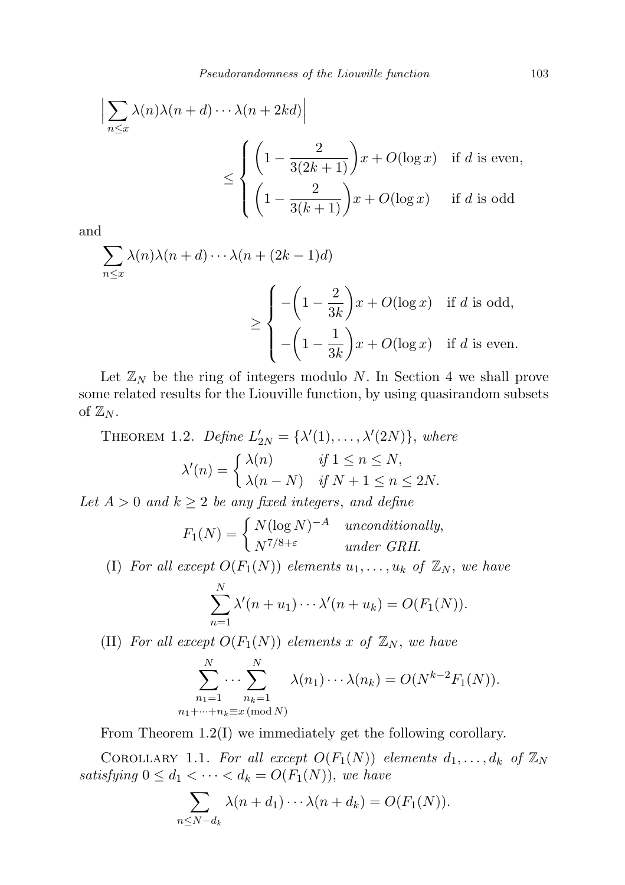$$\Big|\sum_{n\le x}\lambda(n)\lambda(n+d)\cdots\lambda(n+2kd)\Big| \le \begin{cases} \Big(1-\dfrac{2}{3(2k+1)}\Big)x+O(\log x) & \text{if } d \text{ is even,}\\ \Big(1-\dfrac{2}{3(k+1)}\Big)x+O(\log x) & \text{if } d \text{ is odd} \end{cases}$$

and

$$\sum_{n\le x}\lambda(n)\lambda(n+d)\cdots\lambda(n+(2k-1)d) \ge \begin{cases} -\Big(1-\dfrac{2}{3k}\Big)x+O(\log x) & \text{if } d \text{ is odd,}\\ -\Big(1-\dfrac{1}{3k}\Big)x+O(\log x) & \text{if } d \text{ is even.} \end{cases}$$

Let $\mathbb{Z}_N$ be the ring of integers modulo $N$. In Section 4 we shall prove some related results for the Liouville function, by using quasirandom subsets of $\mathbb{Z}_N$.

Theorem 1.2. *Define* $L'_{2N}=\{\lambda'(1),\ldots,\lambda'(2N)\}$, *where*

$$\lambda'(n)=\begin{cases}\lambda(n) & \text{if } 1\le n\le N,\\ \lambda(n-N) & \text{if } N+1\le n\le 2N.\end{cases}$$

*Let* $A>0$ *and* $k\ge 2$ *be any fixed integers, and define*

$$F_1(N)=\begin{cases}N(\log N)^{-A} & \text{unconditionally,}\\ N^{7/8+\varepsilon} & \text{under GRH.}\end{cases}$$

(I) *For all except* $O(F_1(N))$ *elements* $u_1,\ldots,u_k$ *of* $\mathbb{Z}_N$, *we have*

$$\sum_{n=1}^{N}\lambda'(n+u_1)\cdots\lambda'(n+u_k)=O(F_1(N)).$$

(II) *For all except* $O(F_1(N))$ *elements* $x$ *of* $\mathbb{Z}_N$, *we have*

$$\mathop{\sum_{n_1=1}^{N}\cdots\sum_{n_k=1}^{N}}_{n_1+\cdots+n_k\equiv x\,(\mathrm{mod}\,N)}\lambda(n_1)\cdots\lambda(n_k)=O(N^{k-2}F_1(N)).$$

From Theorem 1.2(I) we immediately get the following corollary.

Corollary 1.1. *For all except* $O(F_1(N))$ *elements* $d_1,\ldots,d_k$ *of* $\mathbb{Z}_N$ *satisfying* $0\le d_1<\cdots<d_k=O(F_1(N))$, *we have*

$$\sum_{n\le N-d_k}\lambda(n+d_1)\cdots\lambda(n+d_k)=O(F_1(N)).$$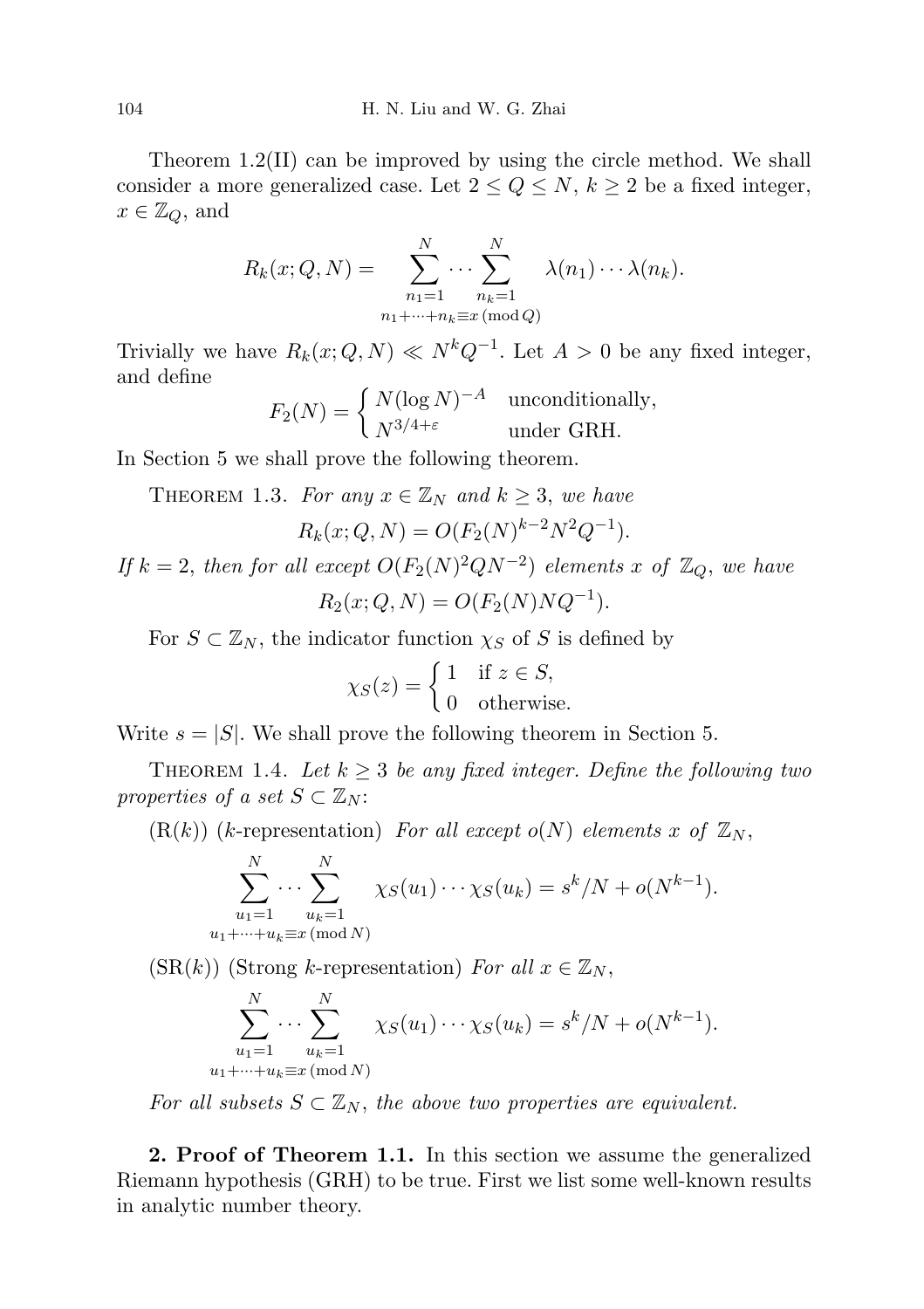Theorem 1.2(II) can be improved by using the circle method. We shall consider a more generalized case. Let $2 \le Q \le N$, $k \ge 2$ be a fixed integer, $x \in \mathbb{Z}_Q$, and

$$R_k(x;Q,N) = \sum_{\substack{n_1=1 \\ n_1+\cdots+n_k \equiv x \,(\mathrm{mod}\, Q)}}^{N} \cdots \sum_{n_k=1}^{N} \lambda(n_1)\cdots\lambda(n_k).$$

Trivially we have $R_k(x;Q,N) \ll N^k Q^{-1}$. Let $A > 0$ be any fixed integer, and define

$$F_2(N) = \begin{cases} N(\log N)^{-A} & \text{unconditionally,} \\ N^{3/4+\varepsilon} & \text{under GRH.} \end{cases}$$

In Section 5 we shall prove the following theorem.

Theorem 1.3. *For any $x \in \mathbb{Z}_N$ and $k \ge 3$, we have*

$$R_k(x;Q,N) = O(F_2(N)^{k-2}N^2Q^{-1}).$$

*If $k = 2$, then for all except $O(F_2(N)^2QN^{-2})$ elements $x$ of $\mathbb{Z}_Q$, we have*

$$R_2(x;Q,N) = O(F_2(N)NQ^{-1}).$$

For $S \subset \mathbb{Z}_N$, the indicator function $\chi_S$ of $S$ is defined by

$$\chi_S(z) = \begin{cases} 1 & \text{if } z \in S, \\ 0 & \text{otherwise.} \end{cases}$$

Write $s = |S|$. We shall prove the following theorem in Section 5.

Theorem 1.4. *Let $k \ge 3$ be any fixed integer. Define the following two properties of a set $S \subset \mathbb{Z}_N$:*

(R($k$)) ($k$-representation) *For all except $o(N)$ elements $x$ of $\mathbb{Z}_N$,*

$$\sum_{\substack{u_1=1 \\ u_1+\cdots+u_k \equiv x \,(\mathrm{mod}\, N)}}^{N} \cdots \sum_{u_k=1}^{N} \chi_S(u_1)\cdots\chi_S(u_k) = s^k/N + o(N^{k-1}).$$

(SR($k$)) (Strong $k$-representation) *For all $x \in \mathbb{Z}_N$,*

$$\sum_{\substack{u_1=1 \\ u_1+\cdots+u_k \equiv x \,(\mathrm{mod}\, N)}}^{N} \cdots \sum_{u_k=1}^{N} \chi_S(u_1)\cdots\chi_S(u_k) = s^k/N + o(N^{k-1}).$$

*For all subsets $S \subset \mathbb{Z}_N$, the above two properties are equivalent.*

**2. Proof of Theorem 1.1.** In this section we assume the generalized Riemann hypothesis (GRH) to be true. First we list some well-known results in analytic number theory.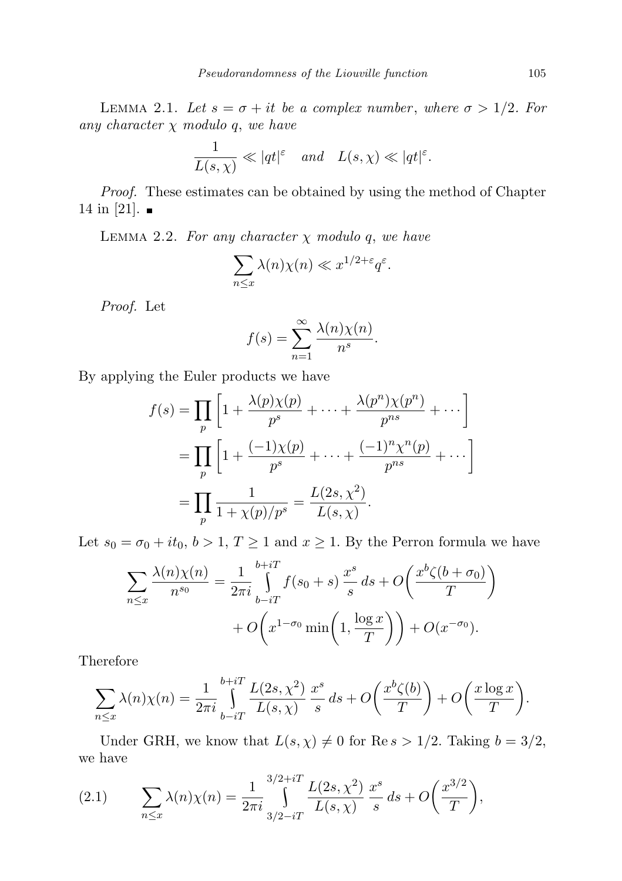LEMMA 2.1. *Let $s = \sigma + it$ be a complex number, where $\sigma > 1/2$. For any character $\chi$ modulo $q$, we have*

$$\frac{1}{L(s,\chi)} \ll |qt|^{\varepsilon} \quad \text{and} \quad L(s,\chi) \ll |qt|^{\varepsilon}.$$

*Proof.* These estimates can be obtained by using the method of Chapter 14 in [21]. ∎

LEMMA 2.2. *For any character $\chi$ modulo $q$, we have*

$$\sum_{n \le x} \lambda(n)\chi(n) \ll x^{1/2+\varepsilon} q^{\varepsilon}.$$

*Proof.* Let

$$f(s) = \sum_{n=1}^{\infty} \frac{\lambda(n)\chi(n)}{n^s}.$$

By applying the Euler products we have

$$\begin{aligned} f(s) &= \prod_p \left[1 + \frac{\lambda(p)\chi(p)}{p^s} + \cdots + \frac{\lambda(p^n)\chi(p^n)}{p^{ns}} + \cdots\right] \\ &= \prod_p \left[1 + \frac{(-1)\chi(p)}{p^s} + \cdots + \frac{(-1)^n\chi^n(p)}{p^{ns}} + \cdots\right] \\ &= \prod_p \frac{1}{1 + \chi(p)/p^s} = \frac{L(2s,\chi^2)}{L(s,\chi)}. \end{aligned}$$

Let $s_0 = \sigma_0 + it_0$, $b > 1$, $T \ge 1$ and $x \ge 1$. By the Perron formula we have

$$\begin{aligned} \sum_{n \le x} \frac{\lambda(n)\chi(n)}{n^{s_0}} = \frac{1}{2\pi i} \int_{b-iT}^{b+iT} f(s_0 + s)\, \frac{x^s}{s}\, ds + O\left(\frac{x^b \zeta(b+\sigma_0)}{T}\right) \\ + O\left(x^{1-\sigma_0} \min\left(1, \frac{\log x}{T}\right)\right) + O(x^{-\sigma_0}). \end{aligned}$$

Therefore

$$\sum_{n \le x} \lambda(n)\chi(n) = \frac{1}{2\pi i} \int_{b-iT}^{b+iT} \frac{L(2s,\chi^2)}{L(s,\chi)}\, \frac{x^s}{s}\, ds + O\left(\frac{x^b \zeta(b)}{T}\right) + O\left(\frac{x \log x}{T}\right).$$

Under GRH, we know that $L(s,\chi) \ne 0$ for $\operatorname{Re} s > 1/2$. Taking $b = 3/2$, we have

$$\sum_{n \le x} \lambda(n)\chi(n) = \frac{1}{2\pi i} \int_{3/2-iT}^{3/2+iT} \frac{L(2s,\chi^2)}{L(s,\chi)}\, \frac{x^s}{s}\, ds + O\left(\frac{x^{3/2}}{T}\right), \tag{2.1}$$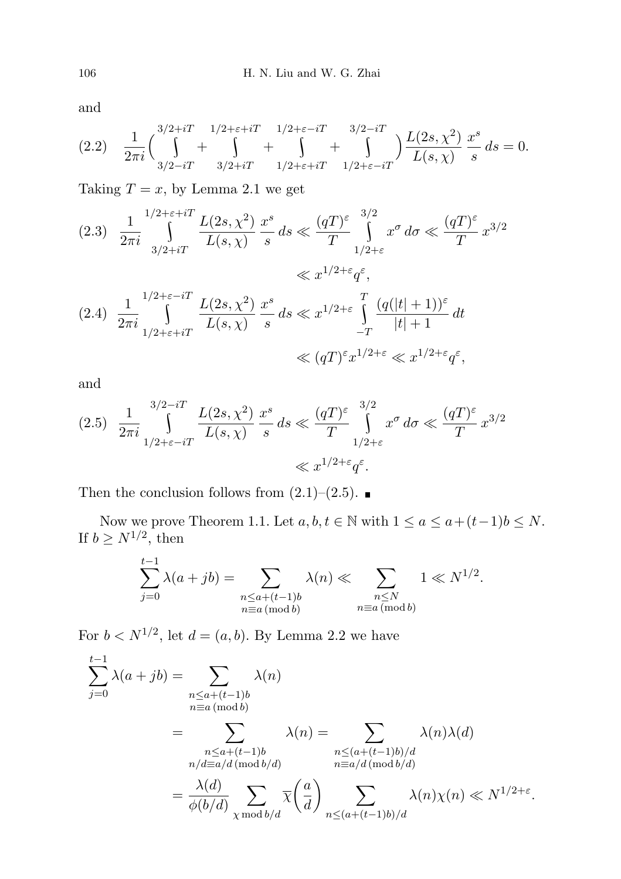and

$$
(2.2)\quad \frac{1}{2\pi i}\Big(\int_{3/2-iT}^{3/2+iT}+\int_{3/2+iT}^{1/2+\varepsilon+iT}+\int_{1/2+\varepsilon+iT}^{1/2+\varepsilon-iT}+\int_{1/2+\varepsilon-iT}^{3/2-iT}\Big)\frac{L(2s,\chi^2)}{L(s,\chi)}\,\frac{x^s}{s}\,ds=0.
$$

Taking $T=x$, by Lemma 2.1 we get

$$
(2.3)\quad \frac{1}{2\pi i}\int_{3/2+iT}^{1/2+\varepsilon+iT}\frac{L(2s,\chi^2)}{L(s,\chi)}\,\frac{x^s}{s}\,ds \ll \frac{(qT)^{\varepsilon}}{T}\int_{1/2+\varepsilon}^{3/2}x^{\sigma}\,d\sigma \ll \frac{(qT)^{\varepsilon}}{T}\,x^{3/2} \ll x^{1/2+\varepsilon}q^{\varepsilon},
$$

$$
(2.4)\quad \frac{1}{2\pi i}\int_{1/2+\varepsilon+iT}^{1/2+\varepsilon-iT}\frac{L(2s,\chi^2)}{L(s,\chi)}\,\frac{x^s}{s}\,ds \ll x^{1/2+\varepsilon}\int_{-T}^{T}\frac{(q(|t|+1))^{\varepsilon}}{|t|+1}\,dt \ll (qT)^{\varepsilon}x^{1/2+\varepsilon} \ll x^{1/2+\varepsilon}q^{\varepsilon},
$$

and

$$
(2.5)\quad \frac{1}{2\pi i}\int_{1/2+\varepsilon-iT}^{3/2-iT}\frac{L(2s,\chi^2)}{L(s,\chi)}\,\frac{x^s}{s}\,ds \ll \frac{(qT)^{\varepsilon}}{T}\int_{1/2+\varepsilon}^{3/2}x^{\sigma}\,d\sigma \ll \frac{(qT)^{\varepsilon}}{T}\,x^{3/2} \ll x^{1/2+\varepsilon}q^{\varepsilon}.
$$

Then the conclusion follows from (2.1)–(2.5). ∎

Now we prove Theorem 1.1. Let $a,b,t\in\mathbb{N}$ with $1\le a\le a+(t-1)b\le N$. If $b\ge N^{1/2}$, then

$$
\sum_{j=0}^{t-1}\lambda(a+jb)=\sum_{\substack{n\le a+(t-1)b\\ n\equiv a\,(\mathrm{mod}\,b)}}\lambda(n)\ll \sum_{\substack{n\le N\\ n\equiv a\,(\mathrm{mod}\,b)}}1\ll N^{1/2}.
$$

For $b<N^{1/2}$, let $d=(a,b)$. By Lemma 2.2 we have

$$
\begin{aligned}
\sum_{j=0}^{t-1}\lambda(a+jb)&=\sum_{\substack{n\le a+(t-1)b\\ n\equiv a\,(\mathrm{mod}\,b)}}\lambda(n)\\
&=\sum_{\substack{n\le a+(t-1)b\\ n/d\equiv a/d\,(\mathrm{mod}\,b/d)}}\lambda(n)=\sum_{\substack{n\le (a+(t-1)b)/d\\ n\equiv a/d\,(\mathrm{mod}\,b/d)}}\lambda(n)\lambda(d)\\
&=\frac{\lambda(d)}{\phi(b/d)}\sum_{\chi\bmod b/d}\overline{\chi}\Big(\frac{a}{d}\Big)\sum_{n\le(a+(t-1)b)/d}\lambda(n)\chi(n)\ll N^{1/2+\varepsilon}.
\end{aligned}
$$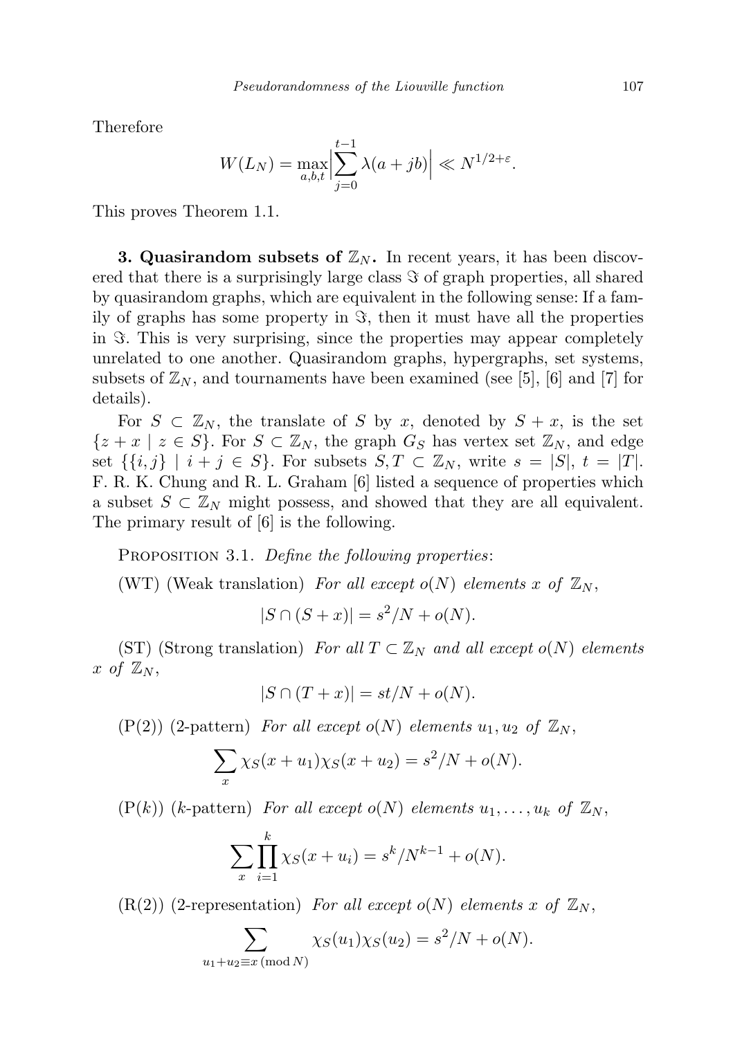Therefore

$$W(L_N) = \max_{a,b,t} \Big| \sum_{j=0}^{t-1} \lambda(a+jb) \Big| \ll N^{1/2+\varepsilon}.$$

This proves Theorem 1.1.

**3. Quasirandom subsets of $\mathbb{Z}_N$.** In recent years, it has been discovered that there is a surprisingly large class $\Im$ of graph properties, all shared by quasirandom graphs, which are equivalent in the following sense: If a family of graphs has some property in $\Im$, then it must have all the properties in $\Im$. This is very surprising, since the properties may appear completely unrelated to one another. Quasirandom graphs, hypergraphs, set systems, subsets of $\mathbb{Z}_N$, and tournaments have been examined (see [5], [6] and [7] for details).

For $S \subset \mathbb{Z}_N$, the translate of $S$ by $x$, denoted by $S + x$, is the set $\{z + x \mid z \in S\}$. For $S \subset \mathbb{Z}_N$, the graph $G_S$ has vertex set $\mathbb{Z}_N$, and edge set $\{\{i,j\} \mid i + j \in S\}$. For subsets $S, T \subset \mathbb{Z}_N$, write $s = |S|$, $t = |T|$. F. R. K. Chung and R. L. Graham [6] listed a sequence of properties which a subset $S \subset \mathbb{Z}_N$ might possess, and showed that they are all equivalent. The primary result of [6] is the following.

Proposition 3.1. *Define the following properties*:

(WT) (Weak translation) *For all except $o(N)$ elements $x$ of $\mathbb{Z}_N$,*

$$|S \cap (S + x)| = s^2/N + o(N).$$

(ST) (Strong translation) *For all $T \subset \mathbb{Z}_N$ and all except $o(N)$ elements $x$ of $\mathbb{Z}_N$,*

$$|S \cap (T + x)| = st/N + o(N).$$

(P(2)) (2-pattern) *For all except $o(N)$ elements $u_1, u_2$ of $\mathbb{Z}_N$,*

$$\sum_x \chi_S(x + u_1)\chi_S(x + u_2) = s^2/N + o(N).$$

(P($k$)) ($k$-pattern) *For all except $o(N)$ elements $u_1, \ldots, u_k$ of $\mathbb{Z}_N$,*

$$\sum_x \prod_{i=1}^{k} \chi_S(x + u_i) = s^k/N^{k-1} + o(N).$$

(R(2)) (2-representation) *For all except $o(N)$ elements $x$ of $\mathbb{Z}_N$,*

$$\sum_{u_1 + u_2 \equiv x \,(\mathrm{mod}\, N)} \chi_S(u_1)\chi_S(u_2) = s^2/N + o(N).$$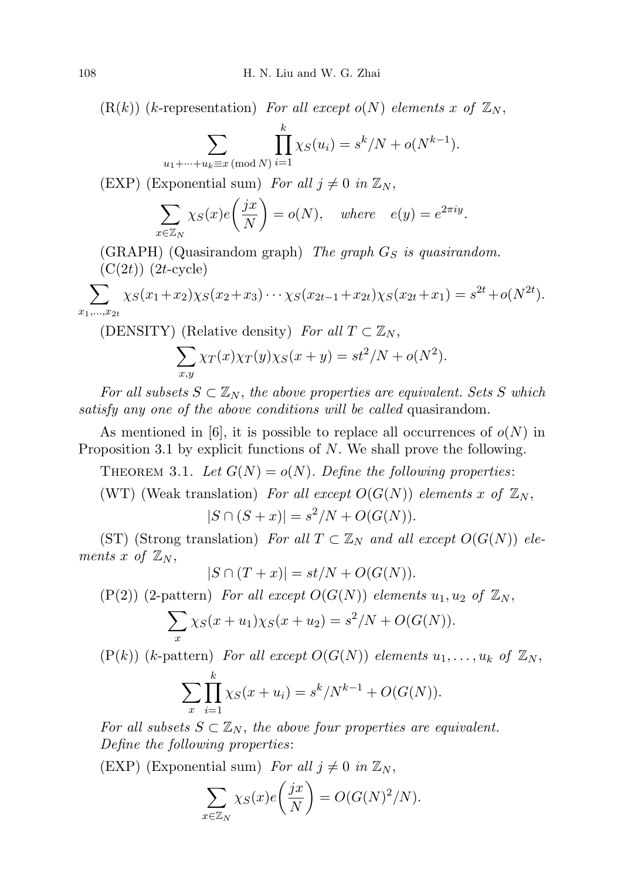(R($k$)) ($k$-representation) *For all except $o(N)$ elements $x$ of $\mathbb{Z}_N$,*

$$\sum_{u_1+\cdots+u_k\equiv x\,(\mathrm{mod}\,N)}\prod_{i=1}^{k}\chi_S(u_i)=s^k/N+o(N^{k-1}).$$

(EXP) (Exponential sum) *For all $j\neq 0$ in $\mathbb{Z}_N$,*

$$\sum_{x\in\mathbb{Z}_N}\chi_S(x)e\bigg(\frac{jx}{N}\bigg)=o(N),\quad \textit{where}\quad e(y)=e^{2\pi iy}.$$

(GRAPH) (Quasirandom graph) *The graph $G_S$ is quasirandom.*

(C($2t$)) ($2t$-cycle)

$$\sum_{x_1,\ldots,x_{2t}}\chi_S(x_1+x_2)\chi_S(x_2+x_3)\cdots\chi_S(x_{2t-1}+x_{2t})\chi_S(x_{2t}+x_1)=s^{2t}+o(N^{2t}).$$

(DENSITY) (Relative density) *For all $T\subset\mathbb{Z}_N$,*

$$\sum_{x,y}\chi_T(x)\chi_T(y)\chi_S(x+y)=st^2/N+o(N^2).$$

*For all subsets $S\subset\mathbb{Z}_N$, the above properties are equivalent. Sets $S$ which satisfy any one of the above conditions will be called* quasirandom.

As mentioned in [6], it is possible to replace all occurrences of $o(N)$ in Proposition 3.1 by explicit functions of $N$. We shall prove the following.

THEOREM 3.1. *Let $G(N)=o(N)$. Define the following properties*:

(WT) (Weak translation) *For all except $O(G(N))$ elements $x$ of $\mathbb{Z}_N$,*

$$|S\cap(S+x)|=s^2/N+O(G(N)).$$

(ST) (Strong translation) *For all $T\subset\mathbb{Z}_N$ and all except $O(G(N))$ elements $x$ of $\mathbb{Z}_N$,*

$$|S\cap(T+x)|=st/N+O(G(N)).$$

(P(2)) (2-pattern) *For all except $O(G(N))$ elements $u_1,u_2$ of $\mathbb{Z}_N$,*

$$\sum_x\chi_S(x+u_1)\chi_S(x+u_2)=s^2/N+O(G(N)).$$

(P($k$)) ($k$-pattern) *For all except $O(G(N))$ elements $u_1,\ldots,u_k$ of $\mathbb{Z}_N$,*

$$\sum_x\prod_{i=1}^{k}\chi_S(x+u_i)=s^k/N^{k-1}+O(G(N)).$$

*For all subsets $S\subset\mathbb{Z}_N$, the above four properties are equivalent. Define the following properties*:

(EXP) (Exponential sum) *For all $j\neq 0$ in $\mathbb{Z}_N$,*

$$\sum_{x\in\mathbb{Z}_N}\chi_S(x)e\bigg(\frac{jx}{N}\bigg)=O(G(N)^2/N).$$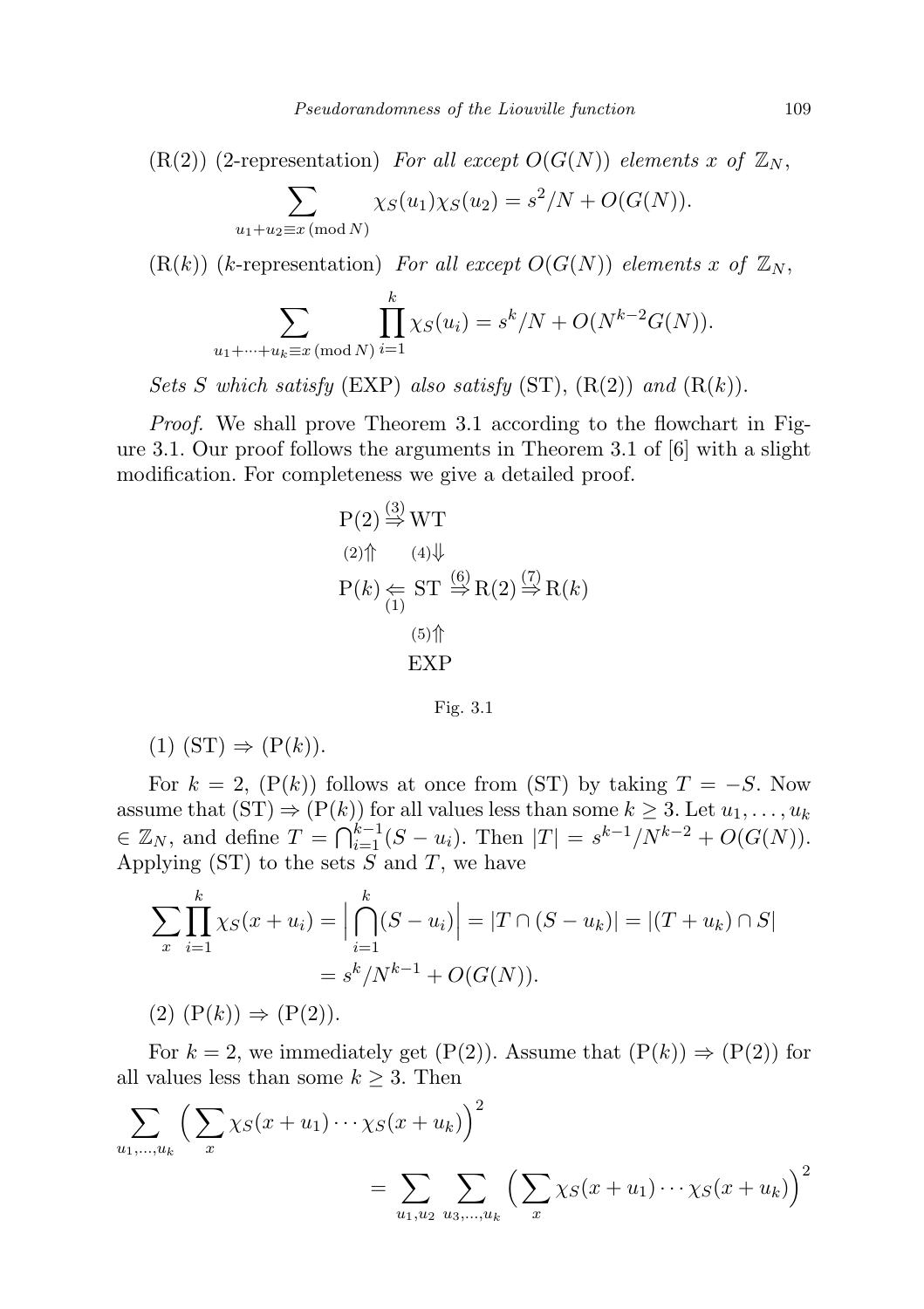(R(2)) (2-representation) *For all except $O(G(N))$ elements $x$ of $\mathbb{Z}_N$,*

$$\sum_{u_1+u_2\equiv x \,(\mathrm{mod}\, N)} \chi_S(u_1)\chi_S(u_2) = s^2/N + O(G(N)).$$

(R($k$)) ($k$-representation) *For all except $O(G(N))$ elements $x$ of $\mathbb{Z}_N$,*

$$\sum_{u_1+\cdots+u_k\equiv x \,(\mathrm{mod}\, N)} \prod_{i=1}^{k} \chi_S(u_i) = s^k/N + O(N^{k-2}G(N)).$$

*Sets $S$ which satisfy* (EXP) *also satisfy* (ST), (R(2)) *and* (R($k$)).

*Proof.* We shall prove Theorem 3.1 according to the flowchart in Figure 3.1. Our proof follows the arguments in Theorem 3.1 of [6] with a slight modification. For completeness we give a detailed proof.

$$\begin{array}{ccccc}
\mathrm{P}(2) & \overset{(3)}{\Rightarrow} & \mathrm{WT} & & \\
{\scriptstyle (2)}\Uparrow & & {\scriptstyle (4)}\Downarrow & & \\
\mathrm{P}(k) & \underset{(1)}{\Leftarrow} & \mathrm{ST} & \overset{(6)}{\Rightarrow} \mathrm{R}(2) \overset{(7)}{\Rightarrow} & \mathrm{R}(k) \\
 & & {\scriptstyle (5)}\Uparrow & & \\
 & & \mathrm{EXP} & &
\end{array}$$

Fig. 3.1

(1) (ST) $\Rightarrow$ (P($k$)).

For $k = 2$, (P($k$)) follows at once from (ST) by taking $T = -S$. Now assume that (ST) $\Rightarrow$ (P($k$)) for all values less than some $k \geq 3$. Let $u_1, \ldots, u_k \in \mathbb{Z}_N$, and define $T = \bigcap_{i=1}^{k-1}(S - u_i)$. Then $|T| = s^{k-1}/N^{k-2} + O(G(N))$. Applying (ST) to the sets $S$ and $T$, we have

$$\begin{aligned}
\sum_x \prod_{i=1}^{k} \chi_S(x+u_i) = \Big|\bigcap_{i=1}^{k}(S-u_i)\Big| &= |T \cap (S-u_k)| = |(T+u_k) \cap S| \\
&= s^k/N^{k-1} + O(G(N)).
\end{aligned}$$

(2) (P($k$)) $\Rightarrow$ (P(2)).

For $k = 2$, we immediately get (P(2)). Assume that (P($k$)) $\Rightarrow$ (P(2)) for all values less than some $k \geq 3$. Then

$$\begin{aligned}
\sum_{u_1,\ldots,u_k} \Big(\sum_x \chi_S(x+u_1)\cdots\chi_S(x+u_k)\Big)^2 \\
= \sum_{u_1,u_2} \sum_{u_3,\ldots,u_k} \Big(\sum_x \chi_S(x+u_1)\cdots\chi_S(x+u_k)\Big)^2
\end{aligned}$$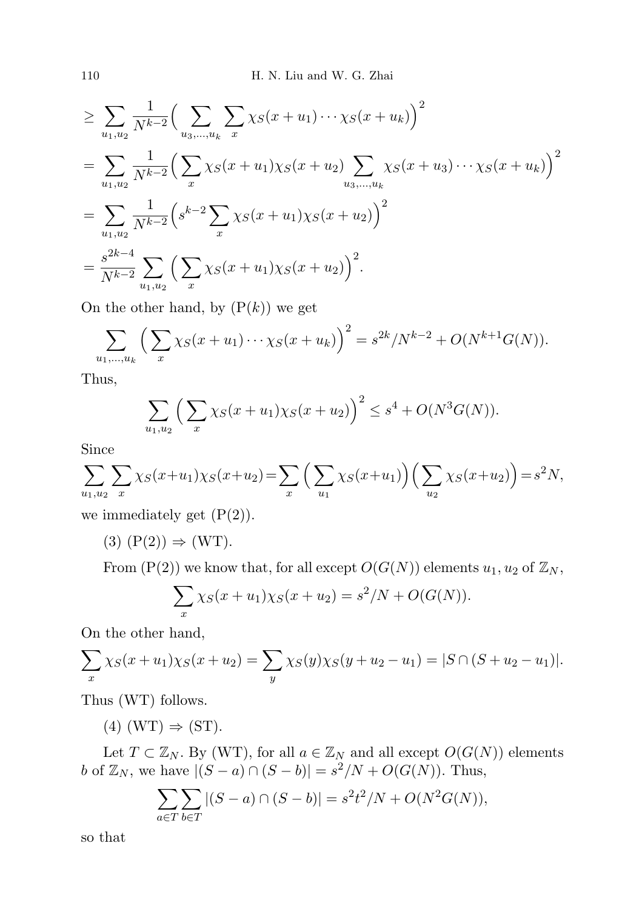$$\geq \sum_{u_1,u_2} \frac{1}{N^{k-2}} \Big( \sum_{u_3,\ldots,u_k} \sum_x \chi_S(x+u_1)\cdots\chi_S(x+u_k) \Big)^2$$

$$= \sum_{u_1,u_2} \frac{1}{N^{k-2}} \Big( \sum_x \chi_S(x+u_1)\chi_S(x+u_2) \sum_{u_3,\ldots,u_k} \chi_S(x+u_3)\cdots\chi_S(x+u_k) \Big)^2$$

$$= \sum_{u_1,u_2} \frac{1}{N^{k-2}} \Big( s^{k-2} \sum_x \chi_S(x+u_1)\chi_S(x+u_2) \Big)^2$$

$$= \frac{s^{2k-4}}{N^{k-2}} \sum_{u_1,u_2} \Big( \sum_x \chi_S(x+u_1)\chi_S(x+u_2) \Big)^2.$$

On the other hand, by (P($k$)) we get

$$\sum_{u_1,\ldots,u_k} \Big( \sum_x \chi_S(x+u_1)\cdots\chi_S(x+u_k) \Big)^2 = s^{2k}/N^{k-2} + O(N^{k+1}G(N)).$$

Thus,

$$\sum_{u_1,u_2} \Big( \sum_x \chi_S(x+u_1)\chi_S(x+u_2) \Big)^2 \leq s^4 + O(N^3 G(N)).$$

Since

$$\sum_{u_1,u_2} \sum_x \chi_S(x+u_1)\chi_S(x+u_2) = \sum_x \Big( \sum_{u_1} \chi_S(x+u_1) \Big) \Big( \sum_{u_2} \chi_S(x+u_2) \Big) = s^2 N,$$

we immediately get (P(2)).

(3) (P(2)) $\Rightarrow$ (WT).

From (P(2)) we know that, for all except $O(G(N))$ elements $u_1, u_2$ of $\mathbb{Z}_N$,

$$\sum_x \chi_S(x+u_1)\chi_S(x+u_2) = s^2/N + O(G(N)).$$

On the other hand,

$$\sum_x \chi_S(x+u_1)\chi_S(x+u_2) = \sum_y \chi_S(y)\chi_S(y+u_2-u_1) = |S \cap (S+u_2-u_1)|.$$

Thus (WT) follows.

(4) (WT) $\Rightarrow$ (ST).

Let $T \subset \mathbb{Z}_N$. By (WT), for all $a \in \mathbb{Z}_N$ and all except $O(G(N))$ elements $b$ of $\mathbb{Z}_N$, we have $|(S-a) \cap (S-b)| = s^2/N + O(G(N))$. Thus,

$$\sum_{a \in T} \sum_{b \in T} |(S-a) \cap (S-b)| = s^2 t^2/N + O(N^2 G(N)),$$

so that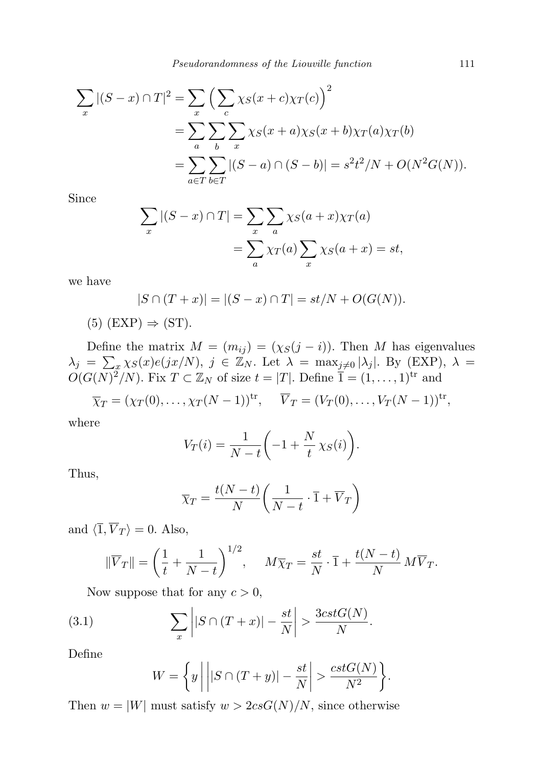$$\sum_x |(S-x)\cap T|^2 = \sum_x \Big(\sum_c \chi_S(x+c)\chi_T(c)\Big)^2$$
$$= \sum_a \sum_b \sum_x \chi_S(x+a)\chi_S(x+b)\chi_T(a)\chi_T(b)$$
$$= \sum_{a\in T}\sum_{b\in T} |(S-a)\cap(S-b)| = s^2t^2/N + O(N^2G(N)).$$

Since

$$\sum_x |(S-x)\cap T| = \sum_x \sum_a \chi_S(a+x)\chi_T(a)$$
$$= \sum_a \chi_T(a)\sum_x \chi_S(a+x) = st,$$

we have

$$|S\cap(T+x)| = |(S-x)\cap T| = st/N + O(G(N)).$$

(5) (EXP) $\Rightarrow$ (ST).

Define the matrix $M = (m_{ij}) = (\chi_S(j-i))$. Then $M$ has eigenvalues $\lambda_j = \sum_x \chi_S(x)e(jx/N)$, $j\in\mathbb{Z}_N$. Let $\lambda = \max_{j\neq 0}|\lambda_j|$. By (EXP), $\lambda = O(G(N)^2/N)$. Fix $T\subset\mathbb{Z}_N$ of size $t=|T|$. Define $\overline{1} = (1,\ldots,1)^{\mathrm{tr}}$ and

$$\overline{\chi}_T = (\chi_T(0),\ldots,\chi_T(N-1))^{\mathrm{tr}},\qquad \overline{V}_T = (V_T(0),\ldots,V_T(N-1))^{\mathrm{tr}},$$

where

$$V_T(i) = \frac{1}{N-t}\bigg(-1 + \frac{N}{t}\,\chi_S(i)\bigg).$$

Thus,

$$\overline{\chi}_T = \frac{t(N-t)}{N}\bigg(\frac{1}{N-t}\cdot\overline{1} + \overline{V}_T\bigg)$$

and $\langle \overline{1}, \overline{V}_T\rangle = 0$. Also,

$$\|\overline{V}_T\| = \bigg(\frac{1}{t}+\frac{1}{N-t}\bigg)^{1/2},\qquad M\overline{\chi}_T = \frac{st}{N}\cdot\overline{1} + \frac{t(N-t)}{N}\,M\overline{V}_T.$$

Now suppose that for any $c>0$,

$$\sum_x \bigg||S\cap(T+x)| - \frac{st}{N}\bigg| > \frac{3cstG(N)}{N}. \tag{3.1}$$

Define

$$W = \bigg\{y\ \bigg|\ \bigg||S\cap(T+y)| - \frac{st}{N}\bigg| > \frac{cstG(N)}{N^2}\bigg\}.$$

Then $w=|W|$ must satisfy $w > 2csG(N)/N$, since otherwise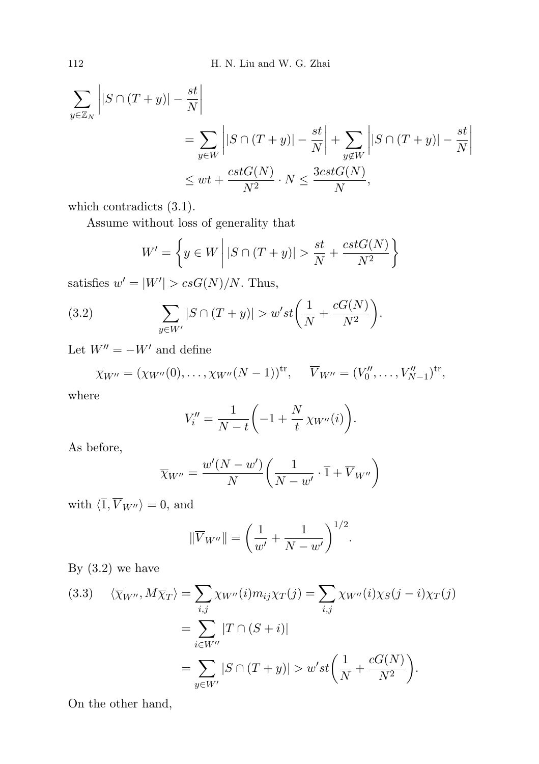$$
\begin{aligned}
\sum_{y\in\mathbb{Z}_N} \left| |S\cap (T+y)| - \frac{st}{N}\right| \\
&= \sum_{y\in W} \left| |S\cap (T+y)| - \frac{st}{N}\right| + \sum_{y\notin W} \left| |S\cap (T+y)| - \frac{st}{N}\right| \\
&\le wt + \frac{cstG(N)}{N^2}\cdot N \le \frac{3cstG(N)}{N},
\end{aligned}
$$

which contradicts (3.1).

Assume without loss of generality that

$$
W' = \left\{ y \in W \;\middle|\; |S\cap (T+y)| > \frac{st}{N} + \frac{cstG(N)}{N^2} \right\}
$$

satisfies $w' = |W'| > csG(N)/N$. Thus,

$$
\sum_{y\in W'} |S\cap (T+y)| > w'st\left(\frac{1}{N} + \frac{cG(N)}{N^2}\right). \tag{3.2}
$$

Let $W'' = -W'$ and define

$$
\overline{\chi}_{W''} = (\chi_{W''}(0),\ldots,\chi_{W''}(N-1))^{\mathrm{tr}}, \qquad \overline{V}_{W''} = (V_0'',\ldots,V_{N-1}'')^{\mathrm{tr}},
$$

where

$$
V_i'' = \frac{1}{N-t}\left(-1 + \frac{N}{t}\,\chi_{W''}(i)\right).
$$

As before,

$$
\overline{\chi}_{W''} = \frac{w'(N-w')}{N}\left(\frac{1}{N-w'}\cdot \overline{1} + \overline{V}_{W''}\right)
$$

with $\langle \overline{1}, \overline{V}_{W''}\rangle = 0$, and

$$
\|\overline{V}_{W''}\| = \left(\frac{1}{w'} + \frac{1}{N-w'}\right)^{1/2}.
$$

By (3.2) we have

$$
\begin{aligned}
\langle \overline{\chi}_{W''}, M\overline{\chi}_T\rangle &= \sum_{i,j} \chi_{W''}(i) m_{ij}\chi_T(j) = \sum_{i,j}\chi_{W''}(i)\chi_S(j-i)\chi_T(j) \\
&= \sum_{i\in W''} |T\cap (S+i)| \\
&= \sum_{y\in W'} |S\cap (T+y)| > w'st\left(\frac{1}{N} + \frac{cG(N)}{N^2}\right).
\end{aligned} \tag{3.3}
$$

On the other hand,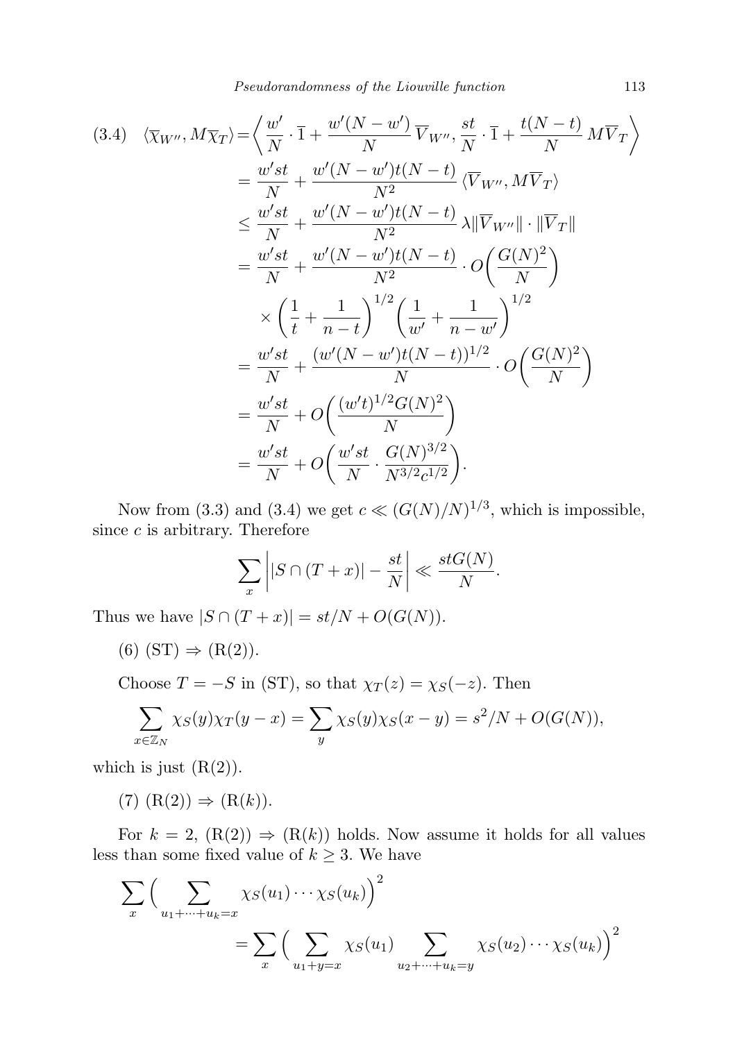$$
\begin{aligned}
(3.4)\quad \langle \overline{\chi}_{W''}, M\overline{\chi}_T\rangle &= \left\langle \frac{w'}{N}\cdot \overline{1} + \frac{w'(N-w')}{N}\,\overline{V}_{W''}, \frac{st}{N}\cdot \overline{1} + \frac{t(N-t)}{N}\,M\overline{V}_T \right\rangle \\
&= \frac{w'st}{N} + \frac{w'(N-w')t(N-t)}{N^2}\,\langle \overline{V}_{W''}, M\overline{V}_T\rangle \\
&\le \frac{w'st}{N} + \frac{w'(N-w')t(N-t)}{N^2}\,\lambda \|\overline{V}_{W''}\|\cdot\|\overline{V}_T\| \\
&= \frac{w'st}{N} + \frac{w'(N-w')t(N-t)}{N^2}\cdot O\bigg(\frac{G(N)^2}{N}\bigg) \\
&\quad \times \left(\frac{1}{t}+\frac{1}{n-t}\right)^{1/2}\left(\frac{1}{w'}+\frac{1}{n-w'}\right)^{1/2} \\
&= \frac{w'st}{N} + \frac{(w'(N-w')t(N-t))^{1/2}}{N}\cdot O\bigg(\frac{G(N)^2}{N}\bigg) \\
&= \frac{w'st}{N} + O\bigg(\frac{(w't)^{1/2}G(N)^2}{N}\bigg) \\
&= \frac{w'st}{N} + O\bigg(\frac{w'st}{N}\cdot\frac{G(N)^{3/2}}{N^{3/2}c^{1/2}}\bigg).
\end{aligned}
$$

Now from (3.3) and (3.4) we get $c \ll (G(N)/N)^{1/3}$, which is impossible, since $c$ is arbitrary. Therefore

$$
\sum_x \left| |S\cap(T+x)| - \frac{st}{N}\right| \ll \frac{stG(N)}{N}.
$$

Thus we have $|S\cap(T+x)| = st/N + O(G(N))$.

(6) (ST) $\Rightarrow$ (R(2)).

Choose $T=-S$ in (ST), so that $\chi_T(z)=\chi_S(-z)$. Then

$$
\sum_{x\in\mathbb{Z}_N} \chi_S(y)\chi_T(y-x) = \sum_y \chi_S(y)\chi_S(x-y) = s^2/N + O(G(N)),
$$

which is just (R(2)).

(7) (R(2)) $\Rightarrow$ (R($k$)).

For $k=2$, (R(2)) $\Rightarrow$ (R($k$)) holds. Now assume it holds for all values less than some fixed value of $k\ge 3$. We have

$$
\begin{aligned}
\sum_x \Big(\sum_{u_1+\cdots+u_k=x} &\chi_S(u_1)\cdots\chi_S(u_k)\Big)^2 \\
&= \sum_x \Big(\sum_{u_1+y=x}\chi_S(u_1)\sum_{u_2+\cdots+u_k=y}\chi_S(u_2)\cdots\chi_S(u_k)\Big)^2
\end{aligned}
$$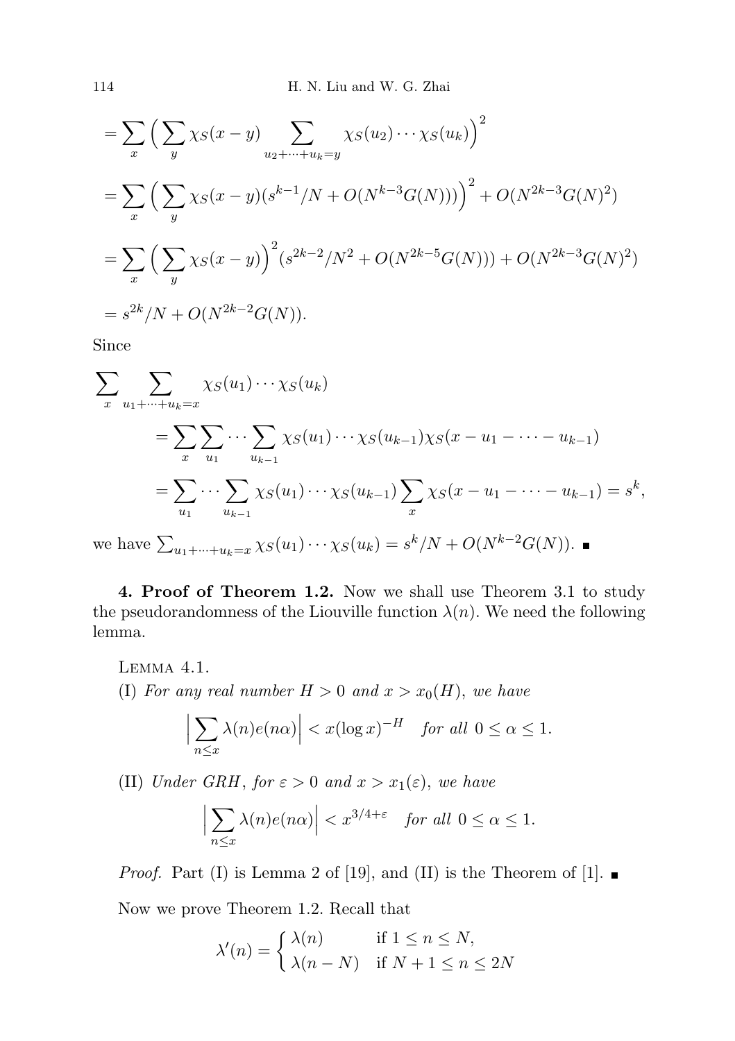$$= \sum_x \Big( \sum_y \chi_S(x-y) \sum_{u_2+\cdots+u_k=y} \chi_S(u_2)\cdots\chi_S(u_k)\Big)^2$$

$$= \sum_x \Big( \sum_y \chi_S(x-y)(s^{k-1}/N + O(N^{k-3}G(N)))\Big)^2 + O(N^{2k-3}G(N)^2)$$

$$= \sum_x \Big( \sum_y \chi_S(x-y)\Big)^2 (s^{2k-2}/N^2 + O(N^{2k-5}G(N))) + O(N^{2k-3}G(N)^2)$$

$$= s^{2k}/N + O(N^{2k-2}G(N)).$$

Since

$$\sum_x \sum_{u_1+\cdots+u_k=x} \chi_S(u_1)\cdots\chi_S(u_k)$$

$$= \sum_x \sum_{u_1} \cdots \sum_{u_{k-1}} \chi_S(u_1)\cdots\chi_S(u_{k-1})\chi_S(x-u_1-\cdots-u_{k-1})$$

$$= \sum_{u_1} \cdots \sum_{u_{k-1}} \chi_S(u_1)\cdots\chi_S(u_{k-1}) \sum_x \chi_S(x-u_1-\cdots-u_{k-1}) = s^k,$$

we have $\sum_{u_1+\cdots+u_k=x} \chi_S(u_1)\cdots\chi_S(u_k) = s^k/N + O(N^{k-2}G(N))$. ■

**4. Proof of Theorem 1.2.** Now we shall use Theorem 3.1 to study the pseudorandomness of the Liouville function $\lambda(n)$. We need the following lemma.

Lemma 4.1.

(I) *For any real number $H > 0$ and $x > x_0(H)$, we have*

$$\Big| \sum_{n\le x} \lambda(n)e(n\alpha)\Big| < x(\log x)^{-H} \quad \textit{for all } 0 \le \alpha \le 1.$$

(II) *Under GRH, for $\varepsilon > 0$ and $x > x_1(\varepsilon)$, we have*

$$\Big| \sum_{n\le x} \lambda(n)e(n\alpha)\Big| < x^{3/4+\varepsilon} \quad \textit{for all } 0 \le \alpha \le 1.$$

*Proof.* Part (I) is Lemma 2 of [19], and (II) is the Theorem of [1]. ■

Now we prove Theorem 1.2. Recall that

$$\lambda'(n) = \begin{cases} \lambda(n) & \text{if } 1 \le n \le N, \\ \lambda(n-N) & \text{if } N+1 \le n \le 2N \end{cases}$$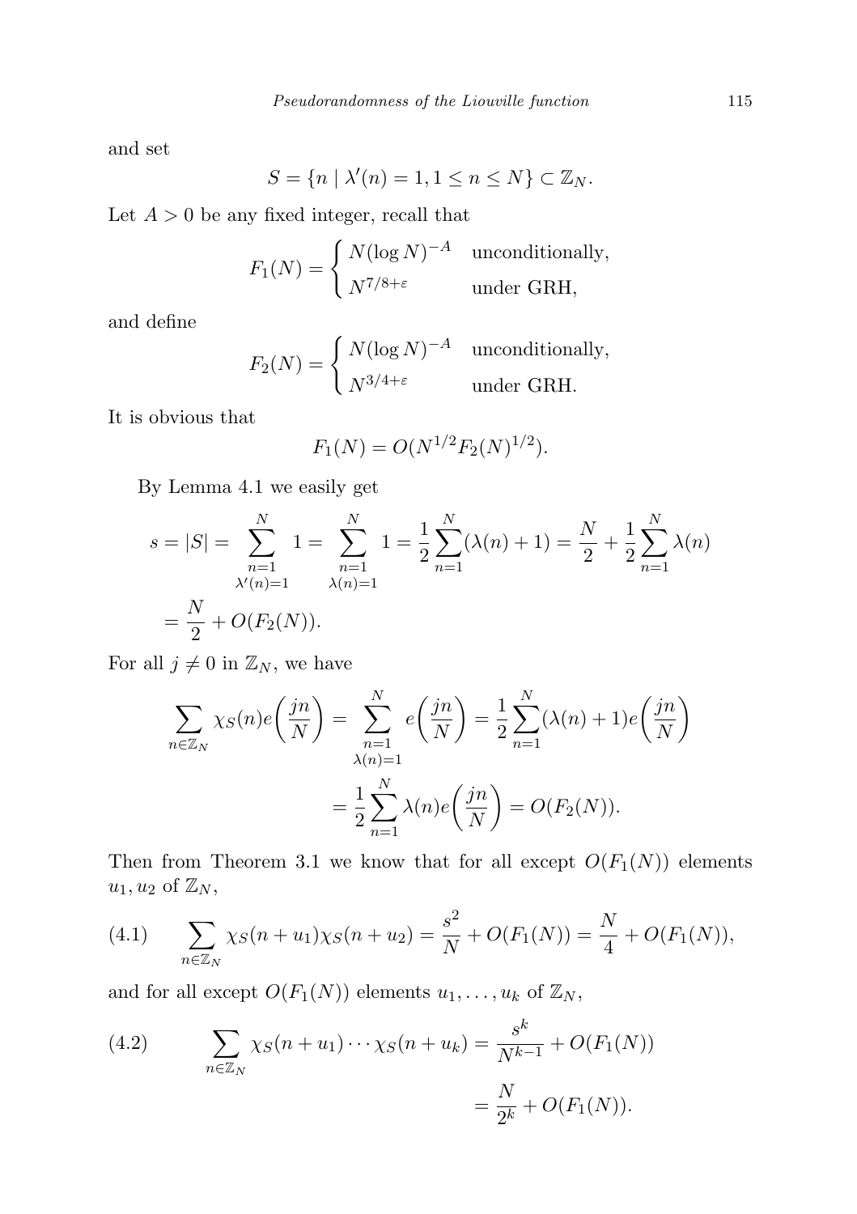and set

$$S = \{n \mid \lambda'(n) = 1, 1 \le n \le N\} \subset \mathbb{Z}_N.$$

Let $A > 0$ be any fixed integer, recall that

$$F_1(N) = \begin{cases} N(\log N)^{-A} & \text{unconditionally,} \\ N^{7/8+\varepsilon} & \text{under GRH,} \end{cases}$$

and define

$$F_2(N) = \begin{cases} N(\log N)^{-A} & \text{unconditionally,} \\ N^{3/4+\varepsilon} & \text{under GRH.} \end{cases}$$

It is obvious that

$$F_1(N) = O(N^{1/2} F_2(N)^{1/2}).$$

By Lemma 4.1 we easily get

$$s = |S| = \sum_{\substack{n=1 \\ \lambda'(n)=1}}^{N} 1 = \sum_{\substack{n=1 \\ \lambda(n)=1}}^{N} 1 = \frac{1}{2}\sum_{n=1}^{N}(\lambda(n)+1) = \frac{N}{2} + \frac{1}{2}\sum_{n=1}^{N}\lambda(n)$$
$$= \frac{N}{2} + O(F_2(N)).$$

For all $j \neq 0$ in $\mathbb{Z}_N$, we have

$$\sum_{n \in \mathbb{Z}_N} \chi_S(n) e\bigg(\frac{jn}{N}\bigg) = \sum_{\substack{n=1 \\ \lambda(n)=1}}^{N} e\bigg(\frac{jn}{N}\bigg) = \frac{1}{2}\sum_{n=1}^{N}(\lambda(n)+1)e\bigg(\frac{jn}{N}\bigg)$$
$$= \frac{1}{2}\sum_{n=1}^{N}\lambda(n)e\bigg(\frac{jn}{N}\bigg) = O(F_2(N)).$$

Then from Theorem 3.1 we know that for all except $O(F_1(N))$ elements $u_1, u_2$ of $\mathbb{Z}_N$,

$$\sum_{n \in \mathbb{Z}_N} \chi_S(n+u_1)\chi_S(n+u_2) = \frac{s^2}{N} + O(F_1(N)) = \frac{N}{4} + O(F_1(N)), \tag{4.1}$$

and for all except $O(F_1(N))$ elements $u_1, \ldots, u_k$ of $\mathbb{Z}_N$,

$$\sum_{n \in \mathbb{Z}_N} \chi_S(n+u_1)\cdots\chi_S(n+u_k) = \frac{s^k}{N^{k-1}} + O(F_1(N)) \tag{4.2}$$
$$= \frac{N}{2^k} + O(F_1(N)).$$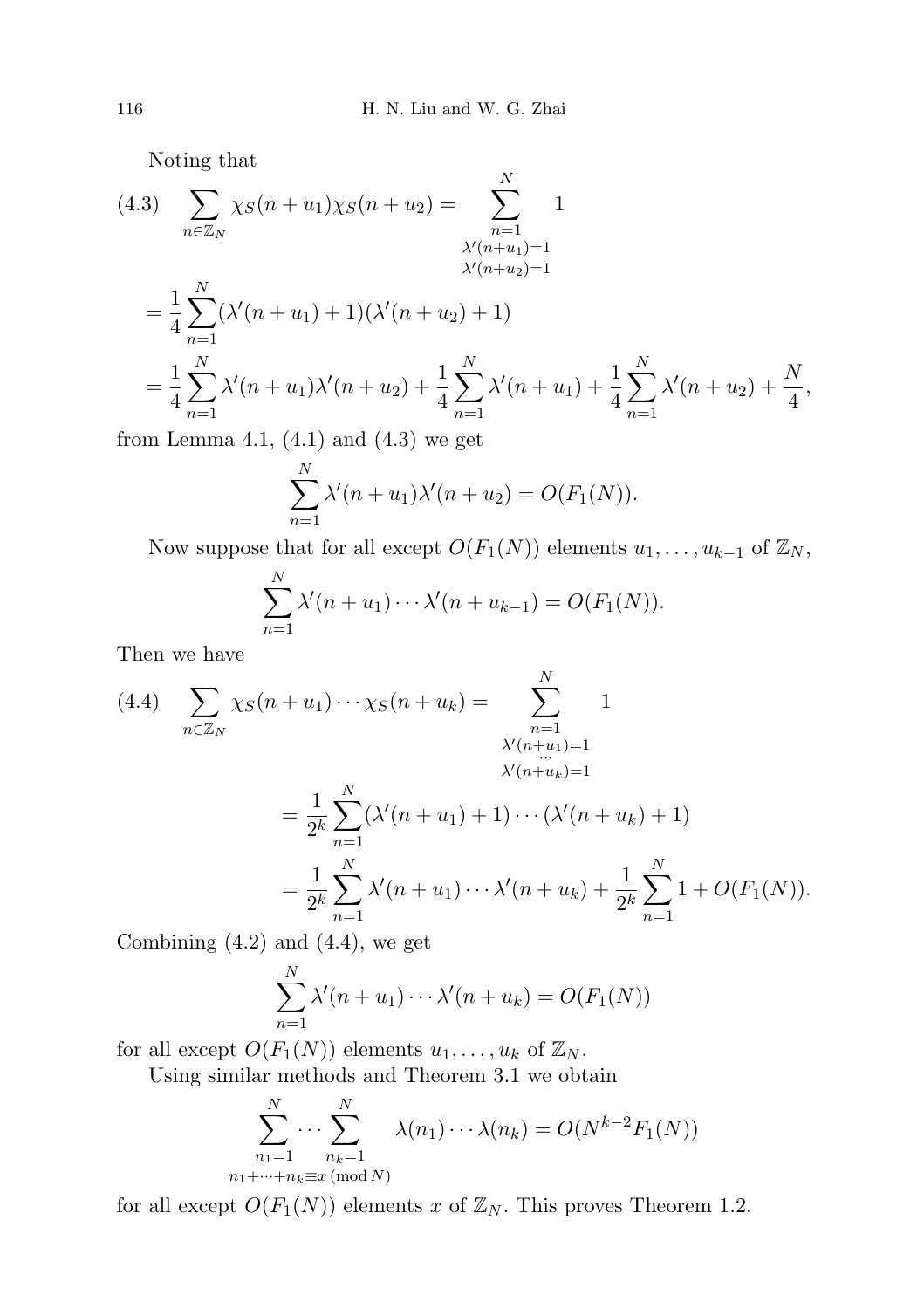Noting that

$$
(4.3)\quad \sum_{n\in\mathbb{Z}_N} \chi_S(n+u_1)\chi_S(n+u_2) = \sum_{\substack{n=1\\ \lambda'(n+u_1)=1\\ \lambda'(n+u_2)=1}}^{N} 1
$$

$$
= \frac{1}{4}\sum_{n=1}^{N}(\lambda'(n+u_1)+1)(\lambda'(n+u_2)+1)
$$

$$
= \frac{1}{4}\sum_{n=1}^{N}\lambda'(n+u_1)\lambda'(n+u_2) + \frac{1}{4}\sum_{n=1}^{N}\lambda'(n+u_1) + \frac{1}{4}\sum_{n=1}^{N}\lambda'(n+u_2) + \frac{N}{4},
$$

from Lemma 4.1, (4.1) and (4.3) we get

$$
\sum_{n=1}^{N}\lambda'(n+u_1)\lambda'(n+u_2) = O(F_1(N)).
$$

Now suppose that for all except $O(F_1(N))$ elements $u_1,\dots,u_{k-1}$ of $\mathbb{Z}_N$,

$$
\sum_{n=1}^{N}\lambda'(n+u_1)\cdots\lambda'(n+u_{k-1}) = O(F_1(N)).
$$

Then we have

$$
(4.4)\quad \sum_{n\in\mathbb{Z}_N} \chi_S(n+u_1)\cdots\chi_S(n+u_k) = \sum_{\substack{n=1\\ \lambda'(n+u_1)=1\\ \cdots\\ \lambda'(n+u_k)=1}}^{N} 1
$$

$$
= \frac{1}{2^k}\sum_{n=1}^{N}(\lambda'(n+u_1)+1)\cdots(\lambda'(n+u_k)+1)
$$

$$
= \frac{1}{2^k}\sum_{n=1}^{N}\lambda'(n+u_1)\cdots\lambda'(n+u_k) + \frac{1}{2^k}\sum_{n=1}^{N}1 + O(F_1(N)).
$$

Combining (4.2) and (4.4), we get

$$
\sum_{n=1}^{N}\lambda'(n+u_1)\cdots\lambda'(n+u_k) = O(F_1(N))
$$

for all except $O(F_1(N))$ elements $u_1,\dots,u_k$ of $\mathbb{Z}_N$.

Using similar methods and Theorem 3.1 we obtain

$$
\sum_{\substack{n_1=1\\ n_1+\cdots+n_k\equiv x \,(\mathrm{mod}\, N)}}^{N}\cdots\sum_{n_k=1}^{N}\lambda(n_1)\cdots\lambda(n_k) = O(N^{k-2}F_1(N))
$$

for all except $O(F_1(N))$ elements $x$ of $\mathbb{Z}_N$. This proves Theorem 1.2.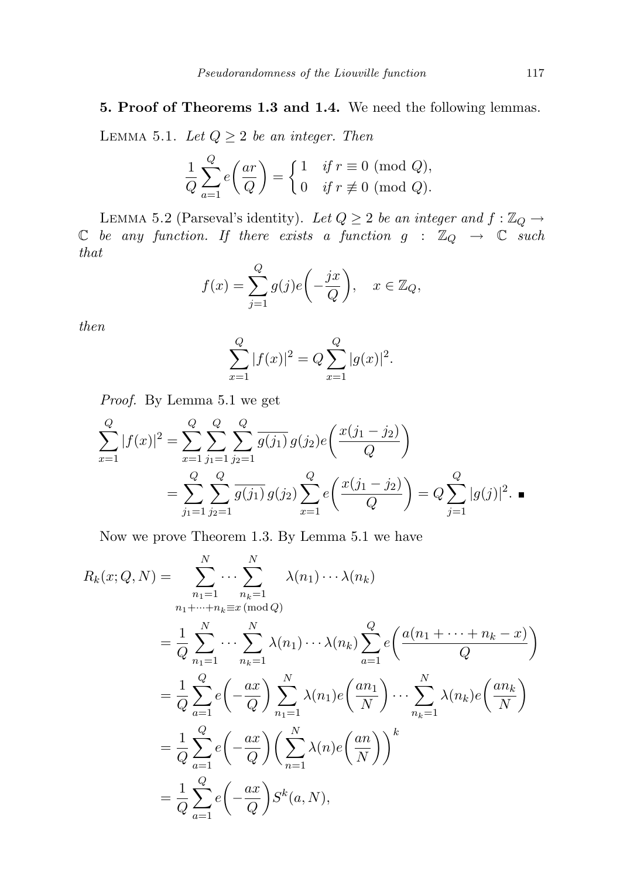**5. Proof of Theorems 1.3 and 1.4.** We need the following lemmas.

LEMMA 5.1. *Let $Q \geq 2$ be an integer. Then*

$$\frac{1}{Q}\sum_{a=1}^{Q} e\bigg(\frac{ar}{Q}\bigg) = \begin{cases} 1 & \text{if } r \equiv 0 \ (\mathrm{mod}\ Q), \\ 0 & \text{if } r \not\equiv 0 \ (\mathrm{mod}\ Q). \end{cases}$$

LEMMA 5.2 (Parseval's identity). *Let $Q \geq 2$ be an integer and $f : \mathbb{Z}_Q \to \mathbb{C}$ be any function. If there exists a function $g : \mathbb{Z}_Q \to \mathbb{C}$ such that*

$$f(x) = \sum_{j=1}^{Q} g(j) e\bigg(-\frac{jx}{Q}\bigg), \quad x \in \mathbb{Z}_Q,$$

*then*

$$\sum_{x=1}^{Q} |f(x)|^2 = Q\sum_{x=1}^{Q} |g(x)|^2.$$

*Proof.* By Lemma 5.1 we get

$$\begin{aligned}
\sum_{x=1}^{Q} |f(x)|^2 &= \sum_{x=1}^{Q}\sum_{j_1=1}^{Q}\sum_{j_2=1}^{Q} \overline{g(j_1)}\, g(j_2) e\bigg(\frac{x(j_1-j_2)}{Q}\bigg) \\
&= \sum_{j_1=1}^{Q}\sum_{j_2=1}^{Q} \overline{g(j_1)}\, g(j_2) \sum_{x=1}^{Q} e\bigg(\frac{x(j_1-j_2)}{Q}\bigg) = Q\sum_{j=1}^{Q} |g(j)|^2. \ \blacksquare
\end{aligned}$$

Now we prove Theorem 1.3. By Lemma 5.1 we have

$$\begin{aligned}
R_k(x; Q, N) &= \sum_{\substack{n_1=1 \\ n_1+\cdots+n_k \equiv x \,(\mathrm{mod}\, Q)}}^{N} \cdots \sum_{n_k=1}^{N} \lambda(n_1)\cdots\lambda(n_k) \\
&= \frac{1}{Q}\sum_{n_1=1}^{N} \cdots \sum_{n_k=1}^{N} \lambda(n_1)\cdots\lambda(n_k) \sum_{a=1}^{Q} e\bigg(\frac{a(n_1+\cdots+n_k-x)}{Q}\bigg) \\
&= \frac{1}{Q}\sum_{a=1}^{Q} e\bigg(-\frac{ax}{Q}\bigg) \sum_{n_1=1}^{N} \lambda(n_1) e\bigg(\frac{an_1}{N}\bigg) \cdots \sum_{n_k=1}^{N} \lambda(n_k) e\bigg(\frac{an_k}{N}\bigg) \\
&= \frac{1}{Q}\sum_{a=1}^{Q} e\bigg(-\frac{ax}{Q}\bigg) \bigg(\sum_{n=1}^{N} \lambda(n) e\bigg(\frac{an}{N}\bigg)\bigg)^k \\
&= \frac{1}{Q}\sum_{a=1}^{Q} e\bigg(-\frac{ax}{Q}\bigg) S^k(a, N),
\end{aligned}$$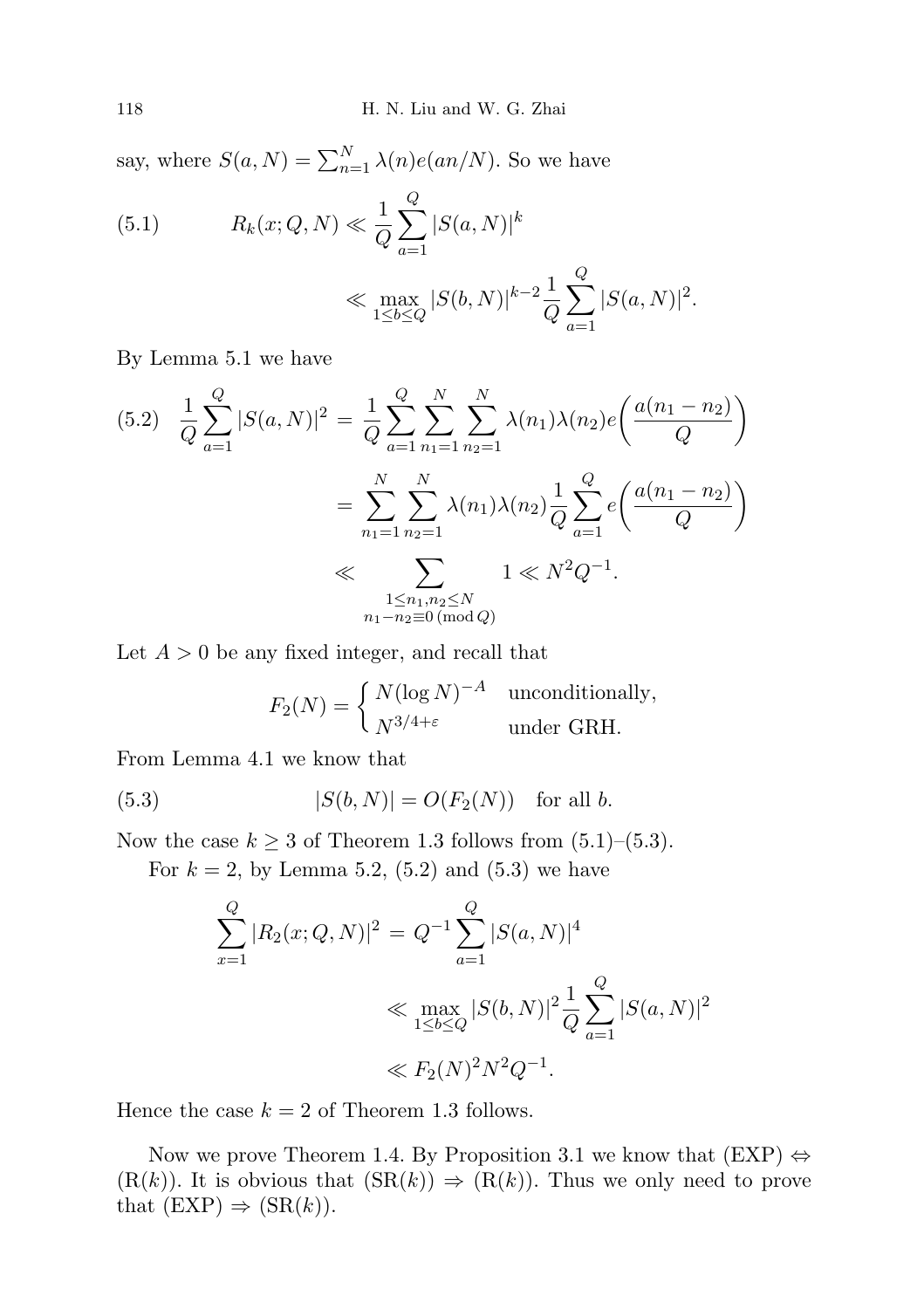say, where $S(a,N) = \sum_{n=1}^{N} \lambda(n) e(an/N)$. So we have

$$
\begin{aligned}
(5.1) \qquad R_k(x;Q,N) &\ll \frac{1}{Q}\sum_{a=1}^{Q} |S(a,N)|^k \\
&\ll \max_{1\le b\le Q} |S(b,N)|^{k-2} \frac{1}{Q}\sum_{a=1}^{Q} |S(a,N)|^2.
\end{aligned}
$$

By Lemma 5.1 we have

$$
\begin{aligned}
(5.2) \quad \frac{1}{Q}\sum_{a=1}^{Q} |S(a,N)|^2 &= \frac{1}{Q}\sum_{a=1}^{Q}\sum_{n_1=1}^{N}\sum_{n_2=1}^{N} \lambda(n_1)\lambda(n_2) e\Big(\frac{a(n_1-n_2)}{Q}\Big) \\
&= \sum_{n_1=1}^{N}\sum_{n_2=1}^{N} \lambda(n_1)\lambda(n_2) \frac{1}{Q}\sum_{a=1}^{Q} e\Big(\frac{a(n_1-n_2)}{Q}\Big) \\
&\ll \sum_{\substack{1\le n_1,n_2\le N \\ n_1-n_2\equiv 0 \,(\mathrm{mod}\, Q)}} 1 \ll N^2 Q^{-1}.
\end{aligned}
$$

Let $A > 0$ be any fixed integer, and recall that

$$
F_2(N) = \begin{cases} N(\log N)^{-A} & \text{unconditionally,} \\ N^{3/4+\varepsilon} & \text{under GRH.} \end{cases}
$$

From Lemma 4.1 we know that

$$
(5.3) \qquad |S(b,N)| = O(F_2(N)) \quad \text{for all } b.
$$

Now the case $k \ge 3$ of Theorem 1.3 follows from (5.1)–(5.3).

For $k = 2$, by Lemma 5.2, (5.2) and (5.3) we have

$$
\begin{aligned}
\sum_{x=1}^{Q} |R_2(x;Q,N)|^2 &= Q^{-1}\sum_{a=1}^{Q} |S(a,N)|^4 \\
&\ll \max_{1\le b\le Q} |S(b,N)|^2 \frac{1}{Q}\sum_{a=1}^{Q} |S(a,N)|^2 \\
&\ll F_2(N)^2 N^2 Q^{-1}.
\end{aligned}
$$

Hence the case $k = 2$ of Theorem 1.3 follows.

Now we prove Theorem 1.4. By Proposition 3.1 we know that (EXP) $\Leftrightarrow$ (R($k$)). It is obvious that (SR($k$)) $\Rightarrow$ (R($k$)). Thus we only need to prove that (EXP) $\Rightarrow$ (SR($k$)).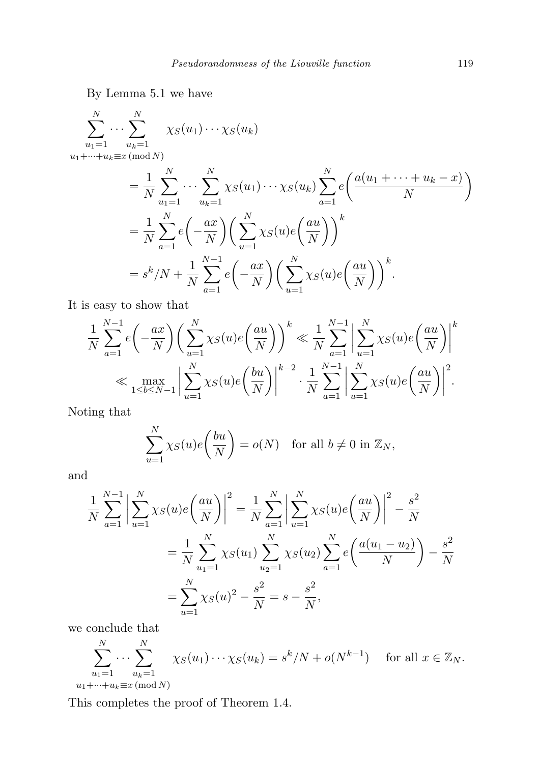By Lemma 5.1 we have

$$\begin{aligned}
\sum_{\substack{u_1=1 \\ u_1+\cdots+u_k\equiv x \,(\mathrm{mod}\, N)}}^{N} \cdots \sum_{u_k=1}^{N} \chi_S(u_1)\cdots\chi_S(u_k)
&= \frac{1}{N}\sum_{u_1=1}^{N}\cdots\sum_{u_k=1}^{N}\chi_S(u_1)\cdots\chi_S(u_k)\sum_{a=1}^{N} e\biggl(\frac{a(u_1+\cdots+u_k-x)}{N}\biggr) \\
&= \frac{1}{N}\sum_{a=1}^{N} e\biggl(-\frac{ax}{N}\biggr)\biggl(\sum_{u=1}^{N}\chi_S(u)e\biggl(\frac{au}{N}\biggr)\biggr)^k \\
&= s^k/N + \frac{1}{N}\sum_{a=1}^{N-1} e\biggl(-\frac{ax}{N}\biggr)\biggl(\sum_{u=1}^{N}\chi_S(u)e\biggl(\frac{au}{N}\biggr)\biggr)^k.
\end{aligned}$$

It is easy to show that

$$\begin{aligned}
\frac{1}{N}\sum_{a=1}^{N-1} e\biggl(-\frac{ax}{N}\biggr)\biggl(\sum_{u=1}^{N}\chi_S(u)e\biggl(\frac{au}{N}\biggr)\biggr)^k &\ll \frac{1}{N}\sum_{a=1}^{N-1}\biggl|\sum_{u=1}^{N}\chi_S(u)e\biggl(\frac{au}{N}\biggr)\biggr|^k \\
&\ll \max_{1\le b\le N-1}\biggl|\sum_{u=1}^{N}\chi_S(u)e\biggl(\frac{bu}{N}\biggr)\biggr|^{k-2}\cdot\frac{1}{N}\sum_{a=1}^{N-1}\biggl|\sum_{u=1}^{N}\chi_S(u)e\biggl(\frac{au}{N}\biggr)\biggr|^2.
\end{aligned}$$

Noting that

$$\sum_{u=1}^{N}\chi_S(u)e\biggl(\frac{bu}{N}\biggr) = o(N) \quad \text{for all } b\neq 0 \text{ in } \mathbb{Z}_N,$$

and

$$\begin{aligned}
\frac{1}{N}\sum_{a=1}^{N-1}\biggl|\sum_{u=1}^{N}\chi_S(u)e\biggl(\frac{au}{N}\biggr)\biggr|^2 &= \frac{1}{N}\sum_{a=1}^{N}\biggl|\sum_{u=1}^{N}\chi_S(u)e\biggl(\frac{au}{N}\biggr)\biggr|^2 - \frac{s^2}{N} \\
&= \frac{1}{N}\sum_{u_1=1}^{N}\chi_S(u_1)\sum_{u_2=1}^{N}\chi_S(u_2)\sum_{a=1}^{N} e\biggl(\frac{a(u_1-u_2)}{N}\biggr) - \frac{s^2}{N} \\
&= \sum_{u=1}^{N}\chi_S(u)^2 - \frac{s^2}{N} = s - \frac{s^2}{N},
\end{aligned}$$

we conclude that

$$\sum_{\substack{u_1=1 \\ u_1+\cdots+u_k\equiv x \,(\mathrm{mod}\, N)}}^{N} \cdots \sum_{u_k=1}^{N} \chi_S(u_1)\cdots\chi_S(u_k) = s^k/N + o(N^{k-1}) \quad \text{for all } x\in\mathbb{Z}_N.$$

This completes the proof of Theorem 1.4.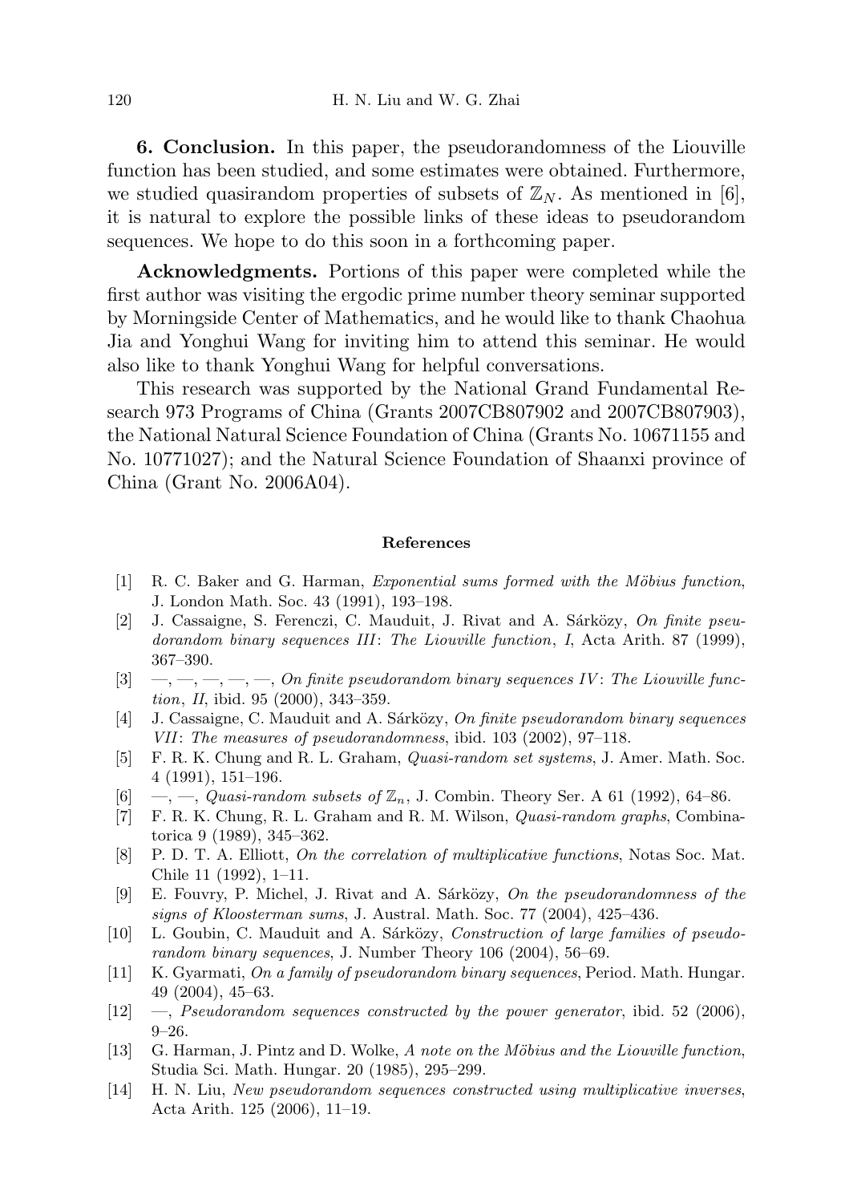**6. Conclusion.** In this paper, the pseudorandomness of the Liouville function has been studied, and some estimates were obtained. Furthermore, we studied quasirandom properties of subsets of $\mathbb{Z}_N$. As mentioned in [6], it is natural to explore the possible links of these ideas to pseudorandom sequences. We hope to do this soon in a forthcoming paper.

**Acknowledgments.** Portions of this paper were completed while the first author was visiting the ergodic prime number theory seminar supported by Morningside Center of Mathematics, and he would like to thank Chaohua Jia and Yonghui Wang for inviting him to attend this seminar. He would also like to thank Yonghui Wang for helpful conversations.

This research was supported by the National Grand Fundamental Research 973 Programs of China (Grants 2007CB807902 and 2007CB807903), the National Natural Science Foundation of China (Grants No. 10671155 and No. 10771027); and the Natural Science Foundation of Shaanxi province of China (Grant No. 2006A04).

### References

[1] R. C. Baker and G. Harman, *Exponential sums formed with the Möbius function*, J. London Math. Soc. 43 (1991), 193–198.

[2] J. Cassaigne, S. Ferenczi, C. Mauduit, J. Rivat and A. Sárközy, *On finite pseudorandom binary sequences III: The Liouville function, I*, Acta Arith. 87 (1999), 367–390.

[3] —, —, —, —, —, *On finite pseudorandom binary sequences IV: The Liouville function, II*, ibid. 95 (2000), 343–359.

[4] J. Cassaigne, C. Mauduit and A. Sárközy, *On finite pseudorandom binary sequences VII: The measures of pseudorandomness*, ibid. 103 (2002), 97–118.

[5] F. R. K. Chung and R. L. Graham, *Quasi-random set systems*, J. Amer. Math. Soc. 4 (1991), 151–196.

[6] —, —, *Quasi-random subsets of $\mathbb{Z}_n$*, J. Combin. Theory Ser. A 61 (1992), 64–86.

[7] F. R. K. Chung, R. L. Graham and R. M. Wilson, *Quasi-random graphs*, Combinatorica 9 (1989), 345–362.

[8] P. D. T. A. Elliott, *On the correlation of multiplicative functions*, Notas Soc. Mat. Chile 11 (1992), 1–11.

[9] E. Fouvry, P. Michel, J. Rivat and A. Sárközy, *On the pseudorandomness of the signs of Kloosterman sums*, J. Austral. Math. Soc. 77 (2004), 425–436.

[10] L. Goubin, C. Mauduit and A. Sárközy, *Construction of large families of pseudorandom binary sequences*, J. Number Theory 106 (2004), 56–69.

[11] K. Gyarmati, *On a family of pseudorandom binary sequences*, Period. Math. Hungar. 49 (2004), 45–63.

[12] —, *Pseudorandom sequences constructed by the power generator*, ibid. 52 (2006), 9–26.

[13] G. Harman, J. Pintz and D. Wolke, *A note on the Möbius and the Liouville function*, Studia Sci. Math. Hungar. 20 (1985), 295–299.

[14] H. N. Liu, *New pseudorandom sequences constructed using multiplicative inverses*, Acta Arith. 125 (2006), 11–19.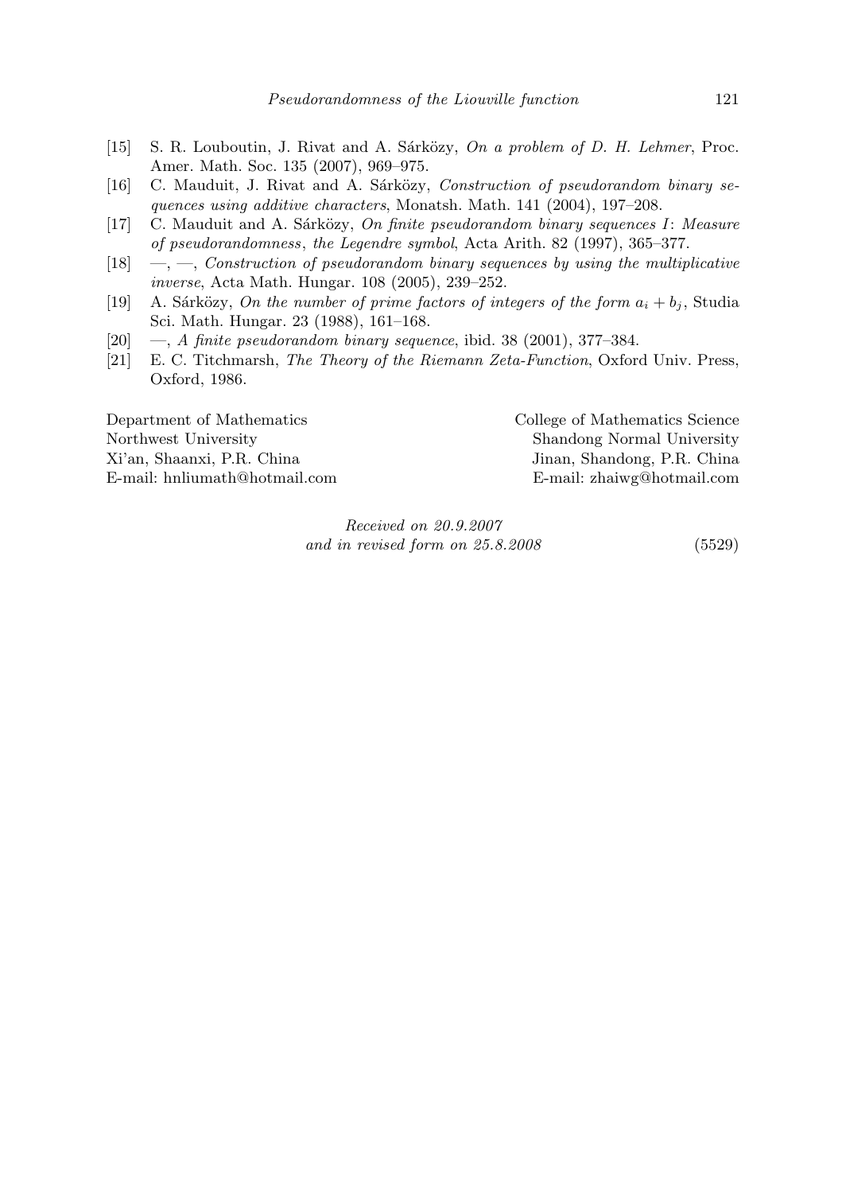[15] S. R. Louboutin, J. Rivat and A. Sárközy, *On a problem of D. H. Lehmer*, Proc. Amer. Math. Soc. 135 (2007), 969–975.

[16] C. Mauduit, J. Rivat and A. Sárközy, *Construction of pseudorandom binary sequences using additive characters*, Monatsh. Math. 141 (2004), 197–208.

[17] C. Mauduit and A. Sárközy, *On finite pseudorandom binary sequences I: Measure of pseudorandomness, the Legendre symbol*, Acta Arith. 82 (1997), 365–377.

[18] —, —, *Construction of pseudorandom binary sequences by using the multiplicative inverse*, Acta Math. Hungar. 108 (2005), 239–252.

[19] A. Sárközy, *On the number of prime factors of integers of the form $a_i + b_j$*, Studia Sci. Math. Hungar. 23 (1988), 161–168.

[20] —, *A finite pseudorandom binary sequence*, ibid. 38 (2001), 377–384.

[21] E. C. Titchmarsh, *The Theory of the Riemann Zeta-Function*, Oxford Univ. Press, Oxford, 1986.

Department of Mathematics
Northwest University
Xi'an, Shaanxi, P.R. China
E-mail: hnliumath@hotmail.com

College of Mathematics Science
Shandong Normal University
Jinan, Shandong, P.R. China
E-mail: zhaiwg@hotmail.com

*Received on 20.9.2007*
*and in revised form on 25.8.2008* (5529)